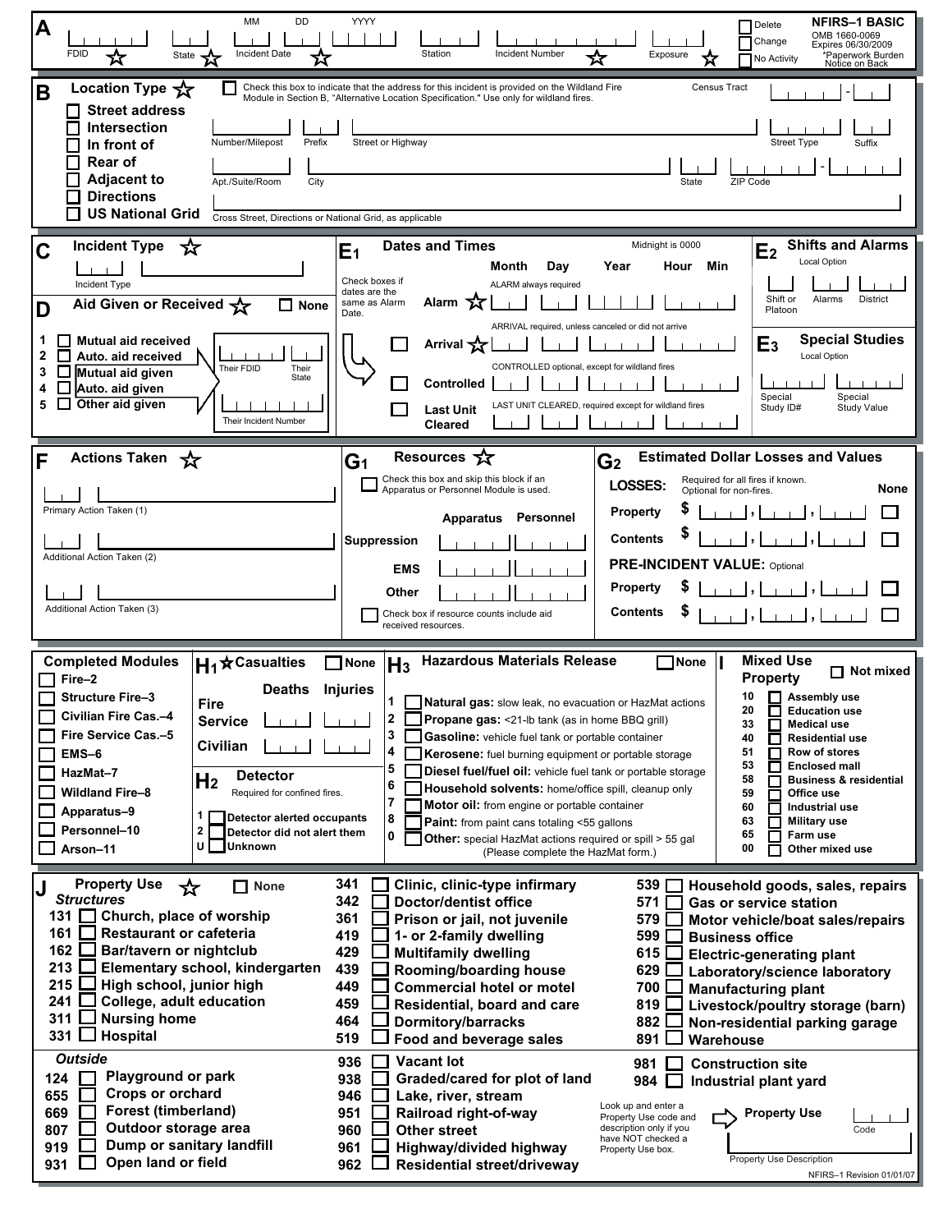# NFIRS–1 BASIC

OMB 1660-0069
Expires 06/30/2009
*Paperwork Burden Notice on Back

☐ Delete
☐ Change
☐ No Activity

## A

FDID ☆ | State ☆ | Incident Date (MM DD YYYY) ☆ | Station | Incident Number ☆ | Exposure ☆

## B Location Type ☆

☐ Check this box to indicate that the address for this incident is provided on the Wildland Fire Module in Section B, "Alternative Location Specification." Use only for wildland fires.

Census Tract ____ - ____

- ☐ Street address
- ☐ Intersection
- ☐ In front of
- ☐ Rear of
- ☐ Adjacent to
- ☐ Directions
- ☐ US National Grid

Number/Milepost | Prefix | Street or Highway | Street Type | Suffix

Apt./Suite/Room | City | State | ZIP Code

Cross Street, Directions or National Grid, as applicable

## C Incident Type ☆

Incident Type

## D Aid Given or Received ☆ ☐ None

1. ☐ Mutual aid received
2. ☐ Auto. aid received
3. ☐ Mutual aid given
4. ☐ Auto. aid given
5. ☐ Other aid given

Their FDID | Their State

Their Incident Number

## E1 Dates and Times

Midnight is 0000

Check boxes if dates are the same as Alarm Date.

| | Month | Day | Year | Hour | Min |
|---|---|---|---|---|---|
| Alarm ☆ (ALARM always required) | | | | | |
| ☐ Arrival ☆ (ARRIVAL required, unless canceled or did not arrive) | | | | | |
| ☐ Controlled (CONTROLLED optional, except for wildland fires) | | | | | |
| ☐ Last Unit Cleared (LAST UNIT CLEARED, required except for wildland fires) | | | | | |

## E2 Shifts and Alarms

Local Option

Shift or Platoon | Alarms | District

## E3 Special Studies

Local Option

Special Study ID# | Special Study Value

## F Actions Taken ☆

Primary Action Taken (1)

Additional Action Taken (2)

Additional Action Taken (3)

## G1 Resources ☆

☐ Check this box and skip this block if an Apparatus or Personnel Module is used.

| | Apparatus | Personnel |
|---|---|---|
| Suppression | | |
| EMS | | |
| Other | | |

☐ Check box if resource counts include aid received resources.

## G2 Estimated Dollar Losses and Values

**LOSSES:** Required for all fires if known. Optional for non-fires.

| | | None |
|---|---|---|
| Property | $ ___,___,___ | ☐ |
| Contents | $ ___,___,___ | ☐ |

**PRE-INCIDENT VALUE:** Optional

| | | |
|---|---|---|
| Property | $ ___,___,___ | ☐ |
| Contents | $ ___,___,___ | ☐ |

## Completed Modules

- ☐ Fire–2
- ☐ Structure Fire–3
- ☐ Civilian Fire Cas.–4
- ☐ Fire Service Cas.–5
- ☐ EMS–6
- ☐ HazMat–7
- ☐ Wildland Fire–8
- ☐ Apparatus–9
- ☐ Personnel–10
- ☐ Arson–11

## H1 ☆ Casualties ☐ None

| | Deaths | Injuries |
|---|---|---|
| Fire Service | | |
| Civilian | | |

## H2 Detector

Required for confined fires.

- 1 ☐ Detector alerted occupants
- 2 ☐ Detector did not alert them
- U ☐ Unknown

## H3 Hazardous Materials Release ☐ None

1. ☐ **Natural gas:** slow leak, no evacuation or HazMat actions
2. ☐ **Propane gas:** <21-lb tank (as in home BBQ grill)
3. ☐ **Gasoline:** vehicle fuel tank or portable container
4. ☐ **Kerosene:** fuel burning equipment or portable storage
5. ☐ **Diesel fuel/fuel oil:** vehicle fuel tank or portable storage
6. ☐ **Household solvents:** home/office spill, cleanup only
7. ☐ **Motor oil:** from engine or portable container
8. ☐ **Paint:** from paint cans totaling <55 gallons
0. ☐ **Other:** special HazMat actions required or spill > 55 gal (Please complete the HazMat form.)

## I Mixed Use Property ☐ Not mixed

- 10 ☐ Assembly use
- 20 ☐ Education use
- 33 ☐ Medical use
- 40 ☐ Residential use
- 51 ☐ Row of stores
- 53 ☐ Enclosed mall
- 58 ☐ Business & residential
- 59 ☐ Office use
- 60 ☐ Industrial use
- 63 ☐ Military use
- 65 ☐ Farm use
- 00 ☐ Other mixed use

## J Property Use ☆ ☐ None

### *Structures*

- 131 ☐ Church, place of worship
- 161 ☐ Restaurant or cafeteria
- 162 ☐ Bar/tavern or nightclub
- 213 ☐ Elementary school, kindergarten
- 215 ☐ High school, junior high
- 241 ☐ College, adult education
- 311 ☐ Nursing home
- 331 ☐ Hospital
- 341 ☐ Clinic, clinic-type infirmary
- 342 ☐ Doctor/dentist office
- 361 ☐ Prison or jail, not juvenile
- 419 ☐ 1- or 2-family dwelling
- 429 ☐ Multifamily dwelling
- 439 ☐ Rooming/boarding house
- 449 ☐ Commercial hotel or motel
- 459 ☐ Residential, board and care
- 464 ☐ Dormitory/barracks
- 519 ☐ Food and beverage sales
- 539 ☐ Household goods, sales, repairs
- 571 ☐ Gas or service station
- 579 ☐ Motor vehicle/boat sales/repairs
- 599 ☐ Business office
- 615 ☐ Electric-generating plant
- 629 ☐ Laboratory/science laboratory
- 700 ☐ Manufacturing plant
- 819 ☐ Livestock/poultry storage (barn)
- 882 ☐ Non-residential parking garage
- 891 ☐ Warehouse

### *Outside*

- 124 ☐ Playground or park
- 655 ☐ Crops or orchard
- 669 ☐ Forest (timberland)
- 807 ☐ Outdoor storage area
- 919 ☐ Dump or sanitary landfill
- 931 ☐ Open land or field
- 936 ☐ Vacant lot
- 938 ☐ Graded/cared for plot of land
- 946 ☐ Lake, river, stream
- 951 ☐ Railroad right-of-way
- 960 ☐ Other street
- 961 ☐ Highway/divided highway
- 962 ☐ Residential street/driveway
- 981 ☐ Construction site
- 984 ☐ Industrial plant yard

Look up and enter a Property Use code and description only if you have NOT checked a Property Use box. ⇨ **Property Use** Code

Property Use Description

NFIRS–1 Revision 01/01/07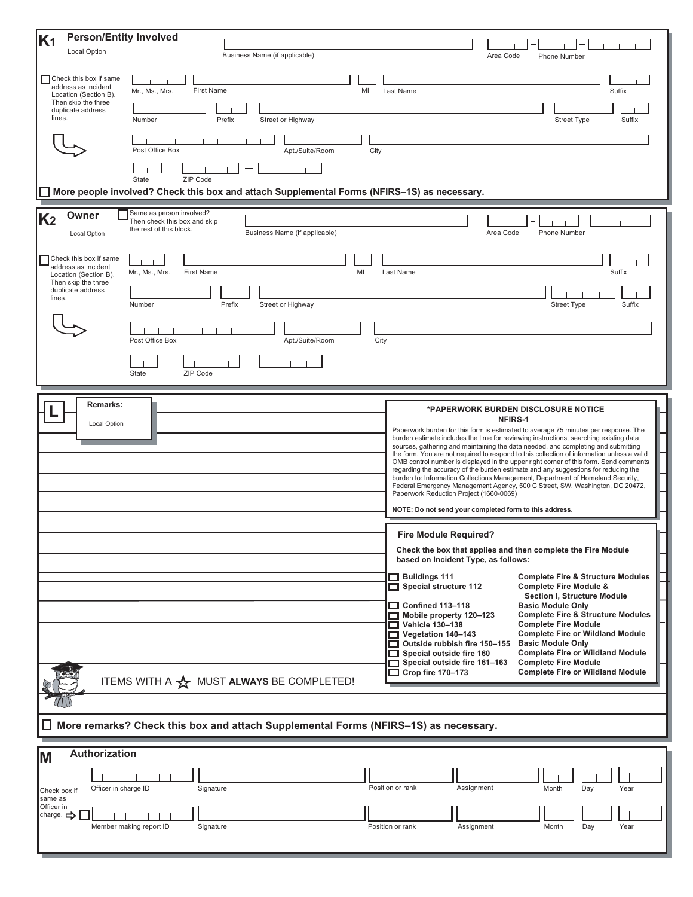## K1 Person/Entity Involved

Local Option

Business Name (if applicable) | Area Code | Phone Number

☐ Check this box if same address as incident Location (Section B). Then skip the three duplicate address lines.

Mr., Ms., Mrs. | First Name | MI | Last Name | Suffix

Number | Prefix | Street or Highway | Street Type | Suffix

Post Office Box | Apt./Suite/Room | City

State | ZIP Code

☐ **More people involved? Check this box and attach Supplemental Forms (NFIRS–1S) as necessary.**

## K2 Owner

Local Option

☐ Same as person involved? Then check this box and skip the rest of this block.

Business Name (if applicable) | Area Code | Phone Number

☐ Check this box if same address as incident Location (Section B). Then skip the three duplicate address lines.

Mr., Ms., Mrs. | First Name | MI | Last Name | Suffix

Number | Prefix | Street or Highway | Street Type | Suffix

Post Office Box | Apt./Suite/Room | City

State | ZIP Code

## L Remarks:

Local Option

**\*PAPERWORK BURDEN DISCLOSURE NOTICE**
**NFIRS-1**

Paperwork burden for this form is estimated to average 75 minutes per response. The burden estimate includes the time for reviewing instructions, searching existing data sources, gathering and maintaining the data needed, and completing and submitting the form. You are not required to respond to this collection of information unless a valid OMB control number is displayed in the upper right corner of this form. Send comments regarding the accuracy of the burden estimate and any suggestions for reducing the burden to: Information Collections Management, Department of Homeland Security, Federal Emergency Management Agency, 500 C Street, SW, Washington, DC 20472, Paperwork Reduction Project (1660-0069)

**NOTE: Do not send your completed form to this address.**

**Fire Module Required?**

**Check the box that applies and then complete the Fire Module based on Incident Type, as follows:**

| Incident Type | Required |
|---|---|
| ☐ Buildings 111 | Complete Fire & Structure Modules |
| ☐ Special structure 112 | Complete Fire Module & Section I, Structure Module |
| ☐ Confined 113–118 | Basic Module Only |
| ☐ Mobile property 120–123 | Complete Fire & Structure Modules |
| ☐ Vehicle 130–138 | Complete Fire Module |
| ☐ Vegetation 140–143 | Complete Fire or Wildland Module |
| ☐ Outside rubbish fire 150–155 | Basic Module Only |
| ☐ Special outside fire 160 | Complete Fire or Wildland Module |
| ☐ Special outside fire 161–163 | Complete Fire Module |
| ☐ Crop fire 170–173 | Complete Fire or Wildland Module |

ITEMS WITH A ☆ MUST **ALWAYS** BE COMPLETED!

☐ **More remarks? Check this box and attach Supplemental Forms (NFIRS–1S) as necessary.**

## M Authorization

Officer in charge ID | Signature | Position or rank | Assignment | Month | Day | Year

Check box if same as Officer in charge. ☐

Member making report ID | Signature | Position or rank | Assignment | Month | Day | Year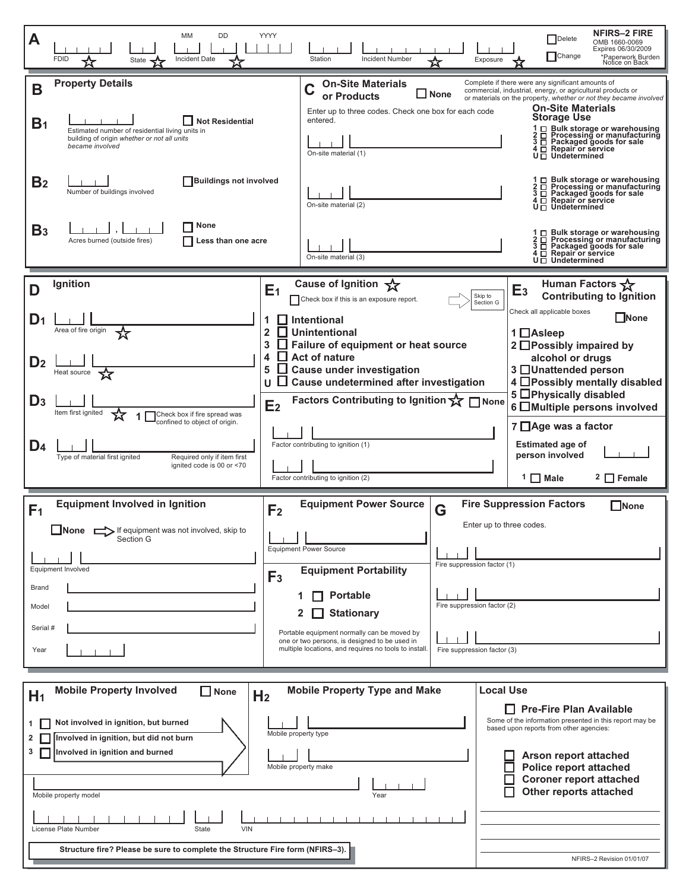# NFIRS–2 FIRE

OMB 1660-0069
Expires 06/30/2009
*Paperwork Burden Notice on Back

## A

FDID ☆ | State ☆ | Incident Date (MM DD YYYY) ☆ | Station | Incident Number ☆ | Exposure ☆

☐ Delete
☐ Change

## B Property Details

**B1** Estimated number of residential living units in building of origin *whether or not all units became involved* ☐ Not Residential

**B2** Number of buildings involved ☐ Buildings not involved

**B3** Acres burned (outside fires) ☐ None ☐ Less than one acre

## C On-Site Materials or Products ☐ None

Complete if there were any significant amounts of commercial, industrial, energy, or agricultural products or materials on the property, *whether or not they became involved*

Enter up to three codes. Check one box for each code entered.

**On-Site Materials Storage Use**

On-site material (1)
- 1 ☐ Bulk storage or warehousing
- 2 ☐ Processing or manufacturing
- 3 ☐ Packaged goods for sale
- 4 ☐ Repair or service
- U ☐ Undetermined

On-site material (2)
- 1 ☐ Bulk storage or warehousing
- 2 ☐ Processing or manufacturing
- 3 ☐ Packaged goods for sale
- 4 ☐ Repair or service
- U ☐ Undetermined

On-site material (3)
- 1 ☐ Bulk storage or warehousing
- 2 ☐ Processing or manufacturing
- 3 ☐ Packaged goods for sale
- 4 ☐ Repair or service
- U ☐ Undetermined

## D Ignition

**D1** Area of fire origin ☆

**D2** Heat source ☆

**D3** Item first ignited ☆ 1 ☐ Check box if fire spread was confined to object of origin.

**D4** Type of material first ignited — Required only if item first ignited code is 00 or <70

## E1 Cause of Ignition ☆

☐ Check box if this is an exposure report. ⇨ Skip to Section G

- 1 ☐ Intentional
- 2 ☐ Unintentional
- 3 ☐ Failure of equipment or heat source
- 4 ☐ Act of nature
- 5 ☐ Cause under investigation
- U ☐ Cause undetermined after investigation

## E2 Factors Contributing to Ignition ☆ ☐ None

Factor contributing to ignition (1)

Factor contributing to ignition (2)

## E3 Human Factors Contributing to Ignition ☆

Check all applicable boxes ☐ None

- 1 ☐ Asleep
- 2 ☐ Possibly impaired by alcohol or drugs
- 3 ☐ Unattended person
- 4 ☐ Possibly mentally disabled
- 5 ☐ Physically disabled
- 6 ☐ Multiple persons involved
- 7 ☐ Age was a factor

Estimated age of person involved

1 ☐ Male 2 ☐ Female

## F1 Equipment Involved in Ignition

☐ None ⇨ If equipment was not involved, skip to Section G

Equipment Involved

Brand

Model

Serial #

Year

## F2 Equipment Power Source

Equipment Power Source

## F3 Equipment Portability

- 1 ☐ Portable
- 2 ☐ Stationary

Portable equipment normally can be moved by one or two persons, is designed to be used in multiple locations, and requires no tools to install.

## G Fire Suppression Factors ☐ None

Enter up to three codes.

Fire suppression factor (1)

Fire suppression factor (2)

Fire suppression factor (3)

## H1 Mobile Property Involved ☐ None

- 1 ☐ Not involved in ignition, but burned
- 2 ☐ Involved in ignition, but did not burn
- 3 ☐ Involved in ignition and burned

## H2 Mobile Property Type and Make

Mobile property type

Mobile property make

Mobile property model | Year

License Plate Number | State | VIN

**Structure fire? Please be sure to complete the Structure Fire form (NFIRS–3).**

## Local Use

☐ **Pre-Fire Plan Available**

Some of the information presented in this report may be based upon reports from other agencies:

- ☐ Arson report attached
- ☐ Police report attached
- ☐ Coroner report attached
- ☐ Other reports attached

NFIRS–2 Revision 01/01/07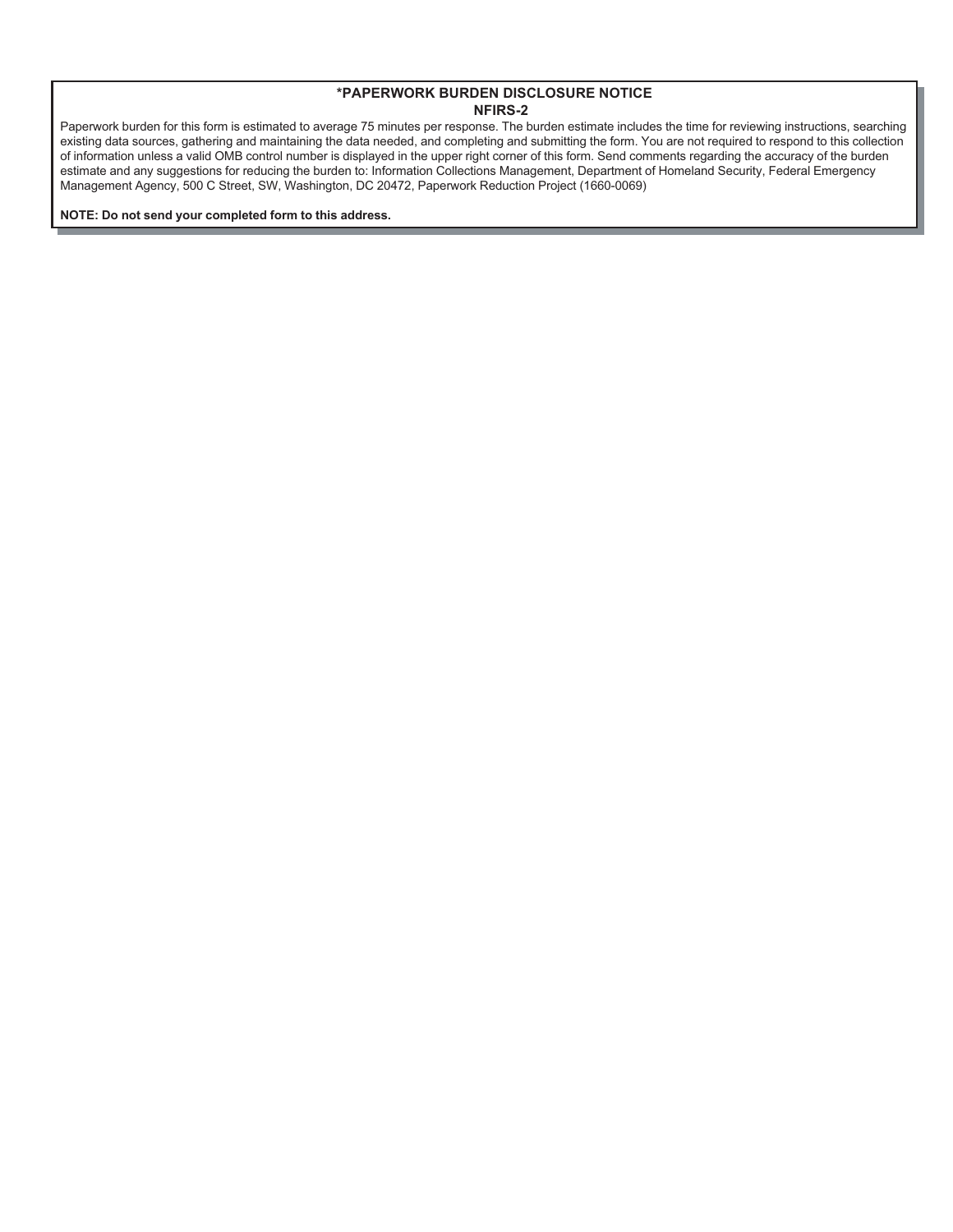## *PAPERWORK BURDEN DISCLOSURE NOTICE
## NFIRS-2

Paperwork burden for this form is estimated to average 75 minutes per response. The burden estimate includes the time for reviewing instructions, searching existing data sources, gathering and maintaining the data needed, and completing and submitting the form. You are not required to respond to this collection of information unless a valid OMB control number is displayed in the upper right corner of this form. Send comments regarding the accuracy of the burden estimate and any suggestions for reducing the burden to: Information Collections Management, Department of Homeland Security, Federal Emergency Management Agency, 500 C Street, SW, Washington, DC 20472, Paperwork Reduction Project (1660-0069)

**NOTE: Do not send your completed form to this address.**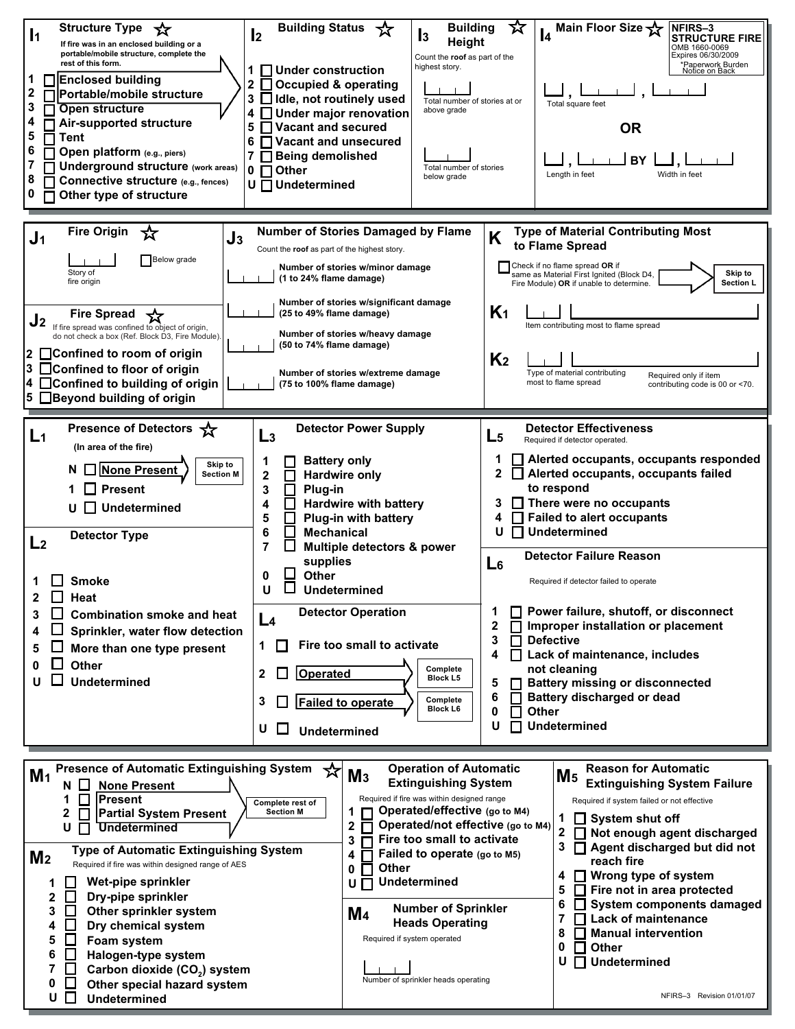**NFIRS–3 STRUCTURE FIRE**
OMB 1660-0069
Expires 06/30/2009
*Paperwork Burden Notice on Back

## I1 Structure Type ☆

If fire was in an enclosed building or a portable/mobile structure, complete the rest of this form.

- 1 ☐ Enclosed building
- 2 ☐ Portable/mobile structure
- 3 ☐ Open structure
- 4 ☐ Air-supported structure
- 5 ☐ Tent
- 6 ☐ Open platform (e.g., piers)
- 7 ☐ Underground structure (work areas)
- 8 ☐ Connective structure (e.g., fences)
- 0 ☐ Other type of structure

## I2 Building Status ☆

- 1 ☐ Under construction
- 2 ☐ Occupied & operating
- 3 ☐ Idle, not routinely used
- 4 ☐ Under major renovation
- 5 ☐ Vacant and secured
- 6 ☐ Vacant and unsecured
- 7 ☐ Being demolished
- 0 ☐ Other
- U ☐ Undetermined

## I3 Building Height ☆

Count the **roof** as part of the highest story.

\_\_\_ Total number of stories at or above grade

\_\_\_ Total number of stories below grade

## I4 Main Floor Size ☆

\_\_\_ , \_\_\_ , \_\_\_ Total square feet

**OR**

\_\_\_ , \_\_\_ **BY** \_\_\_ , \_\_\_
Length in feet — Width in feet

## J1 Fire Origin ☆

\_\_\_ Story of fire origin ☐ Below grade

## J2 Fire Spread ☆

If fire spread was confined to object of origin, do not check a box (Ref. Block D3, Fire Module).

- 2 ☐ Confined to room of origin
- 3 ☐ Confined to floor of origin
- 4 ☐ Confined to building of origin
- 5 ☐ Beyond building of origin

## J3 Number of Stories Damaged by Flame

Count the **roof** as part of the highest story.

- \_\_\_ Number of stories w/minor damage (1 to 24% flame damage)
- \_\_\_ Number of stories w/significant damage (25 to 49% flame damage)
- \_\_\_ Number of stories w/heavy damage (50 to 74% flame damage)
- \_\_\_ Number of stories w/extreme damage (75 to 100% flame damage)

## K Type of Material Contributing Most to Flame Spread

☐ Check if no flame spread **OR** if same as Material First Ignited (Block D4, Fire Module) **OR** if unable to determine. → **Skip to Section L**

**K1** \_\_\_ Item contributing most to flame spread

**K2** \_\_\_ Type of material contributing most to flame spread — Required only if item contributing code is 00 or <70.

## L1 Presence of Detectors ☆

(In area of the fire)

- N ☐ None Present → **Skip to Section M**
- 1 ☐ Present
- U ☐ Undetermined

## L2 Detector Type

- 1 ☐ Smoke
- 2 ☐ Heat
- 3 ☐ Combination smoke and heat
- 4 ☐ Sprinkler, water flow detection
- 5 ☐ More than one type present
- 0 ☐ Other
- U ☐ Undetermined

## L3 Detector Power Supply

- 1 ☐ Battery only
- 2 ☐ Hardwire only
- 3 ☐ Plug-in
- 4 ☐ Hardwire with battery
- 5 ☐ Plug-in with battery
- 6 ☐ Mechanical
- 7 ☐ Multiple detectors & power supplies
- 0 ☐ Other
- U ☐ Undetermined

## L4 Detector Operation

- 1 ☐ Fire too small to activate
- 2 ☐ Operated → **Complete Block L5**
- 3 ☐ Failed to operate → **Complete Block L6**
- U ☐ Undetermined

## L5 Detector Effectiveness

Required if detector operated.

- 1 ☐ Alerted occupants, occupants responded
- 2 ☐ Alerted occupants, occupants failed to respond
- 3 ☐ There were no occupants
- 4 ☐ Failed to alert occupants
- U ☐ Undetermined

## L6 Detector Failure Reason

Required if detector failed to operate

- 1 ☐ Power failure, shutoff, or disconnect
- 2 ☐ Improper installation or placement
- 3 ☐ Defective
- 4 ☐ Lack of maintenance, includes not cleaning
- 5 ☐ Battery missing or disconnected
- 6 ☐ Battery discharged or dead
- 0 ☐ Other
- U ☐ Undetermined

## M1 Presence of Automatic Extinguishing System ☆

- N ☐ None Present
- 1 ☐ Present
- 2 ☐ Partial System Present
- U ☐ Undetermined

→ **Complete rest of Section M**

## M2 Type of Automatic Extinguishing System

Required if fire was within designed range of AES

- 1 ☐ Wet-pipe sprinkler
- 2 ☐ Dry-pipe sprinkler
- 3 ☐ Other sprinkler system
- 4 ☐ Dry chemical system
- 5 ☐ Foam system
- 6 ☐ Halogen-type system
- 7 ☐ Carbon dioxide ($CO_2$) system
- 0 ☐ Other special hazard system
- U ☐ Undetermined

## M3 Operation of Automatic Extinguishing System

Required if fire was within designed range

- 1 ☐ Operated/effective (go to M4)
- 2 ☐ Operated/not effective (go to M4)
- 3 ☐ Fire too small to activate
- 4 ☐ Failed to operate (go to M5)
- 0 ☐ Other
- U ☐ Undetermined

## M4 Number of Sprinkler Heads Operating

Required if system operated

\_\_\_ Number of sprinkler heads operating

## M5 Reason for Automatic Extinguishing System Failure

Required if system failed or not effective

- 1 ☐ System shut off
- 2 ☐ Not enough agent discharged
- 3 ☐ Agent discharged but did not reach fire
- 4 ☐ Wrong type of system
- 5 ☐ Fire not in area protected
- 6 ☐ System components damaged
- 7 ☐ Lack of maintenance
- 8 ☐ Manual intervention
- 0 ☐ Other
- U ☐ Undetermined

NFIRS–3 Revision 01/01/07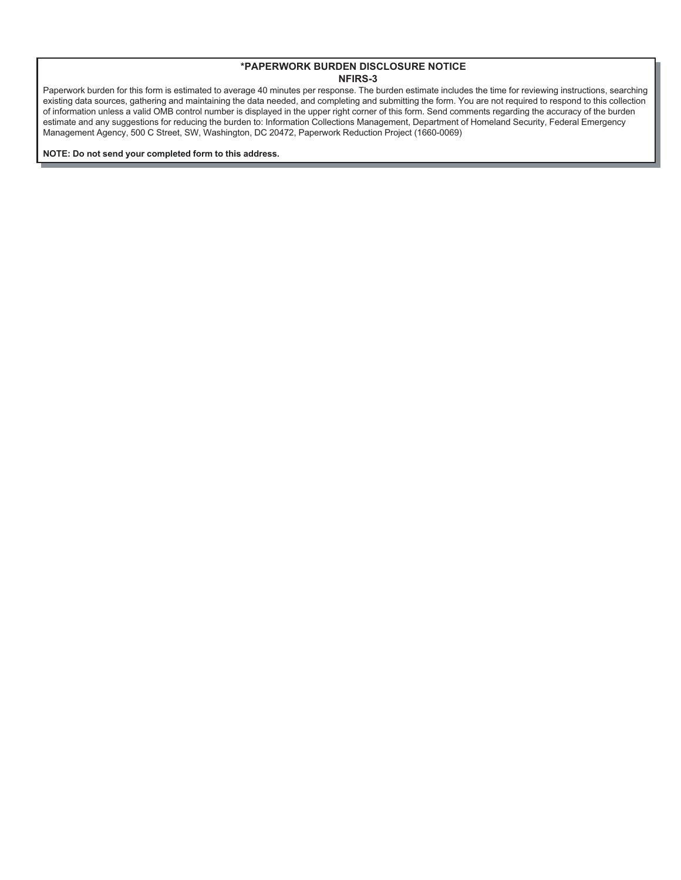## *PAPERWORK BURDEN DISCLOSURE NOTICE
## NFIRS-3

Paperwork burden for this form is estimated to average 40 minutes per response. The burden estimate includes the time for reviewing instructions, searching existing data sources, gathering and maintaining the data needed, and completing and submitting the form. You are not required to respond to this collection of information unless a valid OMB control number is displayed in the upper right corner of this form. Send comments regarding the accuracy of the burden estimate and any suggestions for reducing the burden to: Information Collections Management, Department of Homeland Security, Federal Emergency Management Agency, 500 C Street, SW, Washington, DC 20472, Paperwork Reduction Project (1660-0069)

**NOTE: Do not send your completed form to this address.**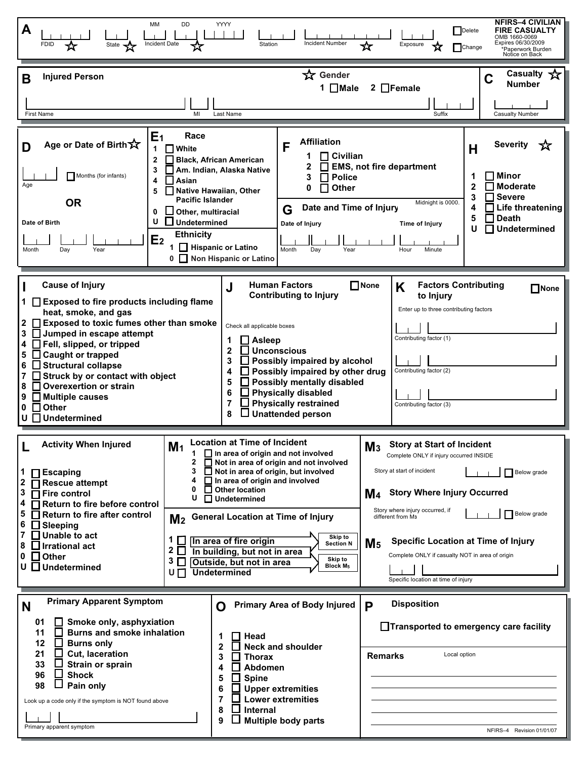# NFIRS–4 CIVILIAN FIRE CASUALTY

OMB 1660-0069
Expires 06/30/2009
*Paperwork Burden Notice on Back

## A

FDID ☆ | State ☆ | Incident Date (MM DD YYYY) ☆ | Station | Incident Number ☆ | Exposure ☆

☐ Delete
☐ Change

## B Injured Person

First Name | MI | Last Name | Suffix

☆ **Gender**
1 ☐ Male 2 ☐ Female

## C Casualty Number ☆

Casualty Number

## D Age or Date of Birth ☆

Age ☐ Months (for infants)

**OR**

Date of Birth
Month | Day | Year

## $E_1$ Race

1 ☐ White
2 ☐ Black, African American
3 ☐ Am. Indian, Alaska Native
4 ☐ Asian
5 ☐ Native Hawaiian, Other Pacific Islander
0 ☐ Other, multiracial
U ☐ Undetermined

## $E_2$ Ethnicity

1 ☐ Hispanic or Latino
0 ☐ Non Hispanic or Latino

## F Affiliation

1 ☐ Civilian
2 ☐ EMS, not fire department
3 ☐ Police
0 ☐ Other

## G Date and Time of Injury

Midnight is 0000.

Date of Injury: Month | Day | Year
Time of Injury: Hour | Minute

## H Severity ☆

1 ☐ Minor
2 ☐ Moderate
3 ☐ Severe
4 ☐ Life threatening
5 ☐ Death
U ☐ Undetermined

## I Cause of Injury

1 ☐ Exposed to fire products including flame heat, smoke, and gas
2 ☐ Exposed to toxic fumes other than smoke
3 ☐ Jumped in escape attempt
4 ☐ Fell, slipped, or tripped
5 ☐ Caught or trapped
6 ☐ Structural collapse
7 ☐ Struck by or contact with object
8 ☐ Overexertion or strain
9 ☐ Multiple causes
0 ☐ Other
U ☐ Undetermined

## J Human Factors Contributing to Injury

☐ None

Check all applicable boxes

1 ☐ Asleep
2 ☐ Unconscious
3 ☐ Possibly impaired by alcohol
4 ☐ Possibly impaired by other drug
5 ☐ Possibly mentally disabled
6 ☐ Physically disabled
7 ☐ Physically restrained
8 ☐ Unattended person

## K Factors Contributing to Injury

☐ None

Enter up to three contributing factors

Contributing factor (1)

Contributing factor (2)

Contributing factor (3)

## L Activity When Injured

1 ☐ Escaping
2 ☐ Rescue attempt
3 ☐ Fire control
4 ☐ Return to fire before control
5 ☐ Return to fire after control
6 ☐ Sleeping
7 ☐ Unable to act
8 ☐ Irrational act
0 ☐ Other
U ☐ Undetermined

## $M_1$ Location at Time of Incident

1 ☐ In area of origin and not involved
2 ☐ Not in area of origin and not involved
3 ☐ Not in area of origin, but involved
4 ☐ In area of origin and involved
0 ☐ Other location
U ☐ Undetermined

## $M_2$ General Location at Time of Injury

1 ☐ In area of fire origin → Skip to Section N
2 ☐ In building, but not in area
3 ☐ Outside, but not in area → Skip to Block $M_5$
U ☐ Undetermined

## $M_3$ Story at Start of Incident

Complete ONLY if injury occurred INSIDE

Story at start of incident ☐ Below grade

## $M_4$ Story Where Injury Occurred

Story where injury occurred, if different from $M_3$ ☐ Below grade

## $M_5$ Specific Location at Time of Injury

Complete ONLY if casualty NOT in area of origin

Specific location at time of injury

## N Primary Apparent Symptom

01 ☐ Smoke only, asphyxiation
11 ☐ Burns and smoke inhalation
12 ☐ Burns only
21 ☐ Cut, laceration
33 ☐ Strain or sprain
96 ☐ Shock
98 ☐ Pain only

Look up a code only if the symptom is NOT found above

Primary apparent symptom

## O Primary Area of Body Injured

1 ☐ Head
2 ☐ Neck and shoulder
3 ☐ Thorax
4 ☐ Abdomen
5 ☐ Spine
6 ☐ Upper extremities
7 ☐ Lower extremities
8 ☐ Internal
9 ☐ Multiple body parts

## P Disposition

☐ Transported to emergency care facility

**Remarks** Local option

NFIRS–4 Revision 01/01/07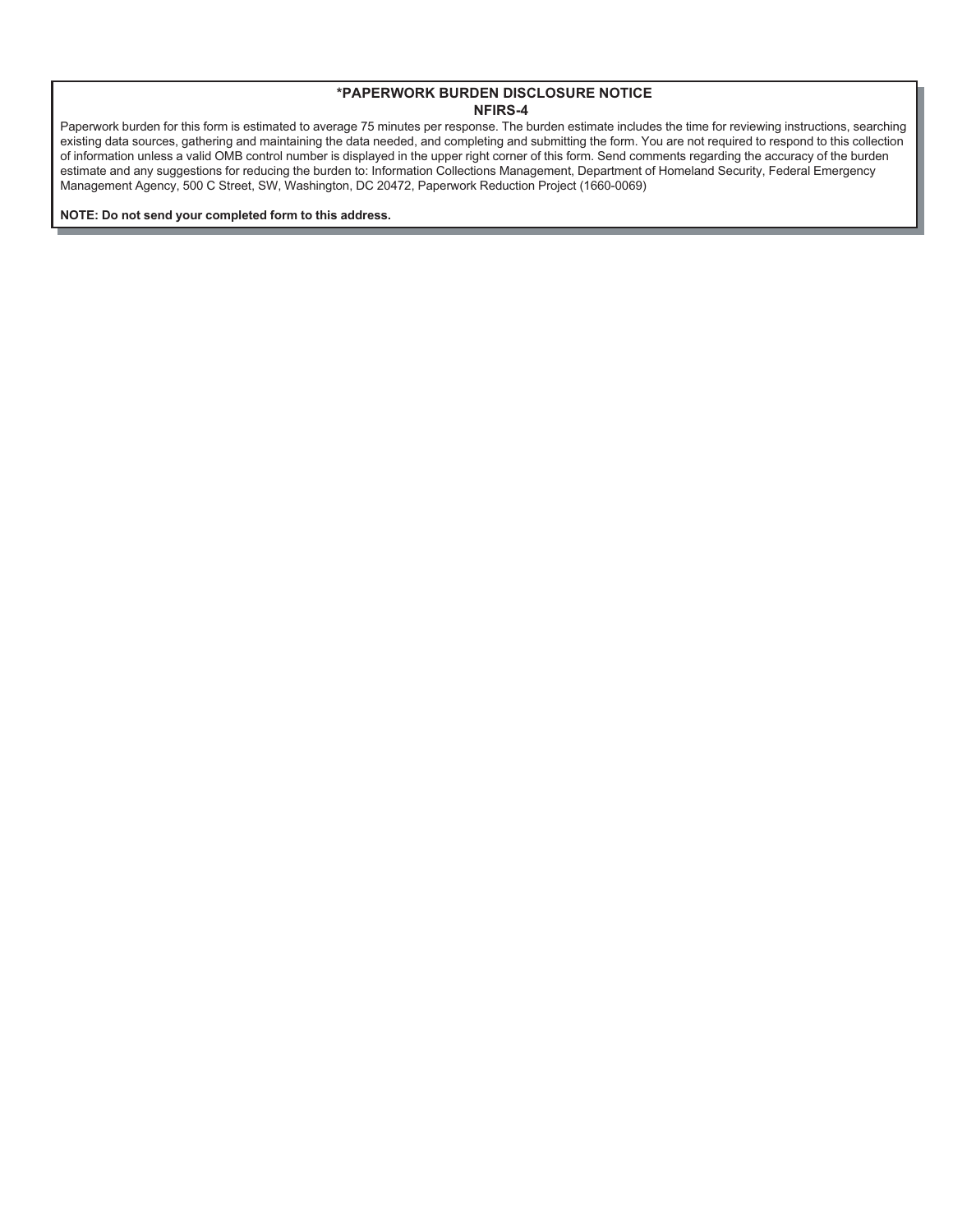## *PAPERWORK BURDEN DISCLOSURE NOTICE

## NFIRS-4

Paperwork burden for this form is estimated to average 75 minutes per response. The burden estimate includes the time for reviewing instructions, searching existing data sources, gathering and maintaining the data needed, and completing and submitting the form. You are not required to respond to this collection of information unless a valid OMB control number is displayed in the upper right corner of this form. Send comments regarding the accuracy of the burden estimate and any suggestions for reducing the burden to: Information Collections Management, Department of Homeland Security, Federal Emergency Management Agency, 500 C Street, SW, Washington, DC 20472, Paperwork Reduction Project (1660-0069)

**NOTE: Do not send your completed form to this address.**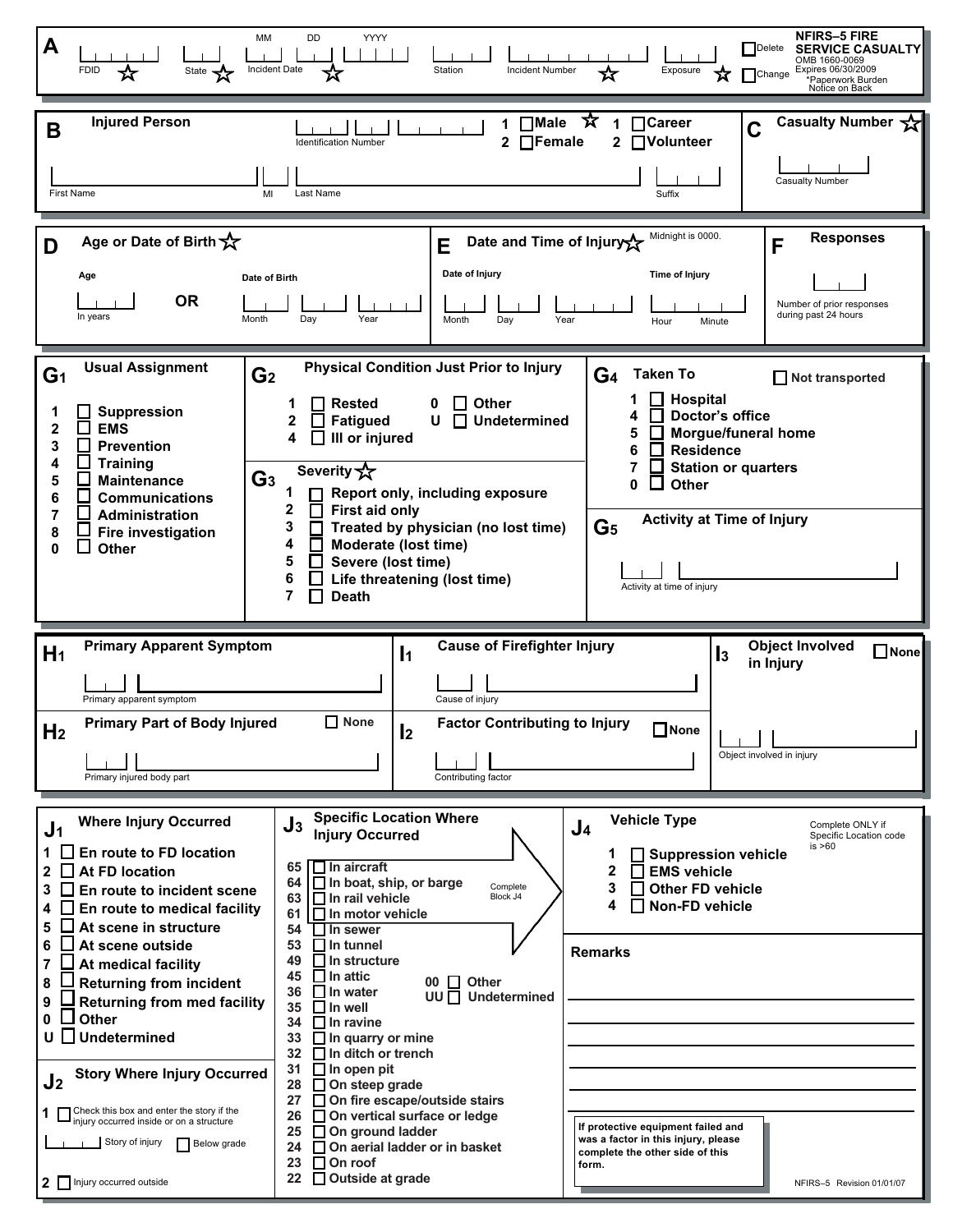# NFIRS–5 FIRE SERVICE CASUALTY

OMB 1660-0069
Expires 06/30/2009
*Paperwork Burden Notice on Back

☐ Delete
☐ Change

## A

FDID ☆ | State ☆ | Incident Date (MM DD YYYY) ☆ | Station | Incident Number ☆ | Exposure ☆

## B Injured Person

Identification Number

1 ☐ Male ☆
2 ☐ Female

1 ☐ Career
2 ☐ Volunteer

First Name | MI | Last Name | Suffix

## C Casualty Number ☆

Casualty Number

## D Age or Date of Birth ☆

Age: In years

OR

Date of Birth: Month | Day | Year

## E Date and Time of Injury ☆

Midnight is 0000.

Date of Injury: Month | Day | Year

Time of Injury: Hour | Minute

## F Responses

Number of prior responses during past 24 hours

## G1 Usual Assignment

1 ☐ Suppression
2 ☐ EMS
3 ☐ Prevention
4 ☐ Training
5 ☐ Maintenance
6 ☐ Communications
7 ☐ Administration
8 ☐ Fire investigation
0 ☐ Other

## G2 Physical Condition Just Prior to Injury

1 ☐ Rested
2 ☐ Fatigued
4 ☐ Ill or injured
0 ☐ Other
U ☐ Undetermined

## G3 Severity ☆

1 ☐ Report only, including exposure
2 ☐ First aid only
3 ☐ Treated by physician (no lost time)
4 ☐ Moderate (lost time)
5 ☐ Severe (lost time)
6 ☐ Life threatening (lost time)
7 ☐ Death

## G4 Taken To

☐ Not transported

1 ☐ Hospital
4 ☐ Doctor's office
5 ☐ Morgue/funeral home
6 ☐ Residence
7 ☐ Station or quarters
0 ☐ Other

## G5 Activity at Time of Injury

Activity at time of injury

## H1 Primary Apparent Symptom

Primary apparent symptom

## H2 Primary Part of Body Injured

☐ None

Primary injured body part

## I1 Cause of Firefighter Injury

Cause of injury

## I2 Factor Contributing to Injury

☐ None

Contributing factor

## I3 Object Involved in Injury

☐ None

Object involved in injury

## J1 Where Injury Occurred

1 ☐ En route to FD location
2 ☐ At FD location
3 ☐ En route to incident scene
4 ☐ En route to medical facility
5 ☐ At scene in structure
6 ☐ At scene outside
7 ☐ At medical facility
8 ☐ Returning from incident
9 ☐ Returning from med facility
0 ☐ Other
U ☐ Undetermined

## J2 Story Where Injury Occurred

1 ☐ Check this box and enter the story if the injury occurred inside or on a structure

Story of injury ☐ Below grade

2 ☐ Injury occurred outside

## J3 Specific Location Where Injury Occurred

65 ☐ In aircraft
64 ☐ In boat, ship, or barge
63 ☐ In rail vehicle
61 ☐ In motor vehicle

Complete Block J4

54 ☐ In sewer
53 ☐ In tunnel
49 ☐ In structure
45 ☐ In attic
36 ☐ In water
35 ☐ In well
34 ☐ In ravine
33 ☐ In quarry or mine
32 ☐ In ditch or trench
31 ☐ In open pit
28 ☐ On steep grade
27 ☐ On fire escape/outside stairs
26 ☐ On vertical surface or ledge
25 ☐ On ground ladder
24 ☐ On aerial ladder or in basket
23 ☐ On roof
22 ☐ Outside at grade
00 ☐ Other
UU ☐ Undetermined

## J4 Vehicle Type

Complete ONLY if Specific Location code is >60

1 ☐ Suppression vehicle
2 ☐ EMS vehicle
3 ☐ Other FD vehicle
4 ☐ Non-FD vehicle

## Remarks

If protective equipment failed and was a factor in this injury, please complete the other side of this form.

NFIRS–5 Revision 01/01/07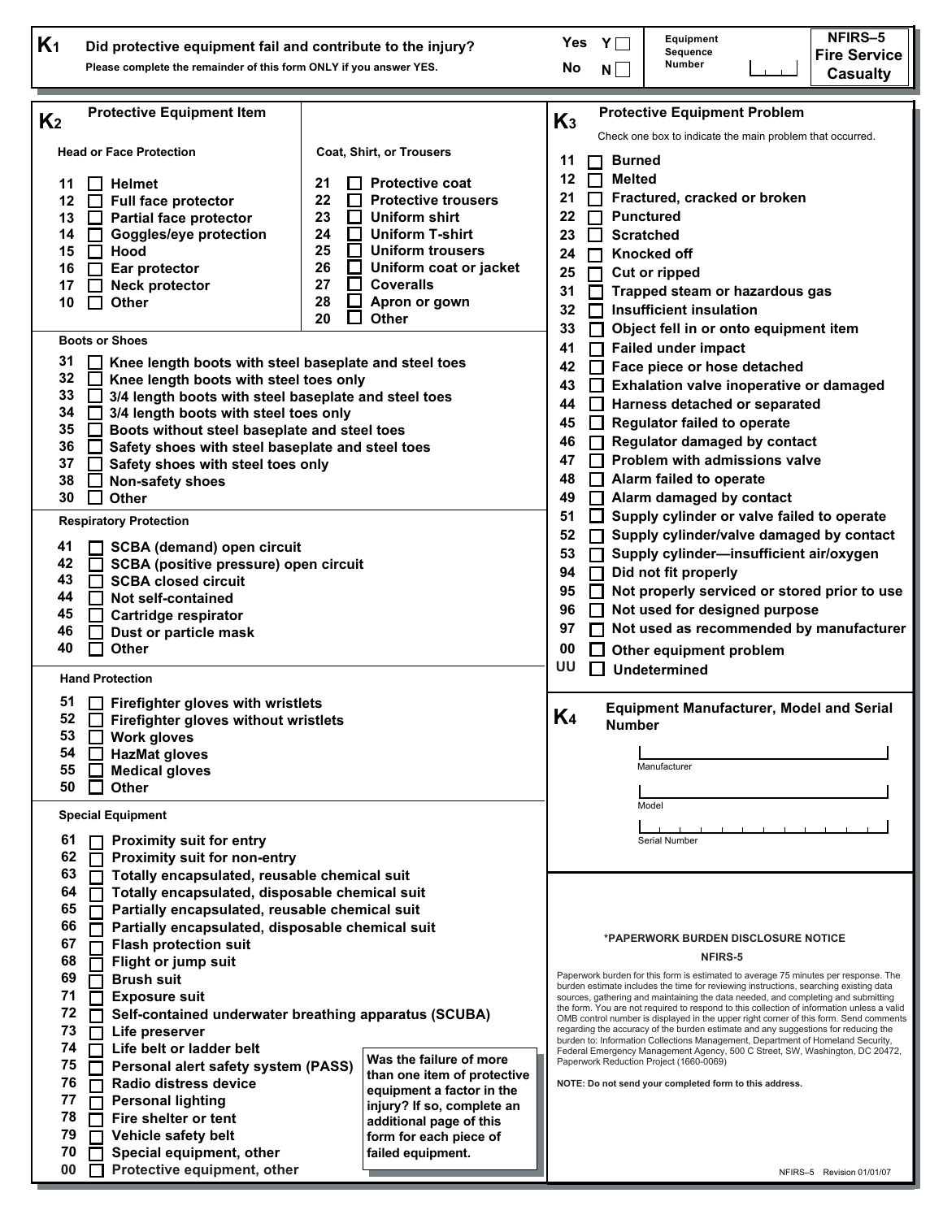## NFIRS–5 Fire Service Casualty

**K1 Did protective equipment fail and contribute to the injury?**
**Please complete the remainder of this form ONLY if you answer YES.**

Yes Y ☐
No N ☐

Equipment Sequence Number

## K2 Protective Equipment Item

**Head or Face Protection**

- 11 ☐ Helmet
- 12 ☐ Full face protector
- 13 ☐ Partial face protector
- 14 ☐ Goggles/eye protection
- 15 ☐ Hood
- 16 ☐ Ear protector
- 17 ☐ Neck protector
- 10 ☐ Other

**Coat, Shirt, or Trousers**

- 21 ☐ Protective coat
- 22 ☐ Protective trousers
- 23 ☐ Uniform shirt
- 24 ☐ Uniform T-shirt
- 25 ☐ Uniform trousers
- 26 ☐ Uniform coat or jacket
- 27 ☐ Coveralls
- 28 ☐ Apron or gown
- 20 ☐ Other

**Boots or Shoes**

- 31 ☐ Knee length boots with steel baseplate and steel toes
- 32 ☐ Knee length boots with steel toes only
- 33 ☐ 3/4 length boots with steel baseplate and steel toes
- 34 ☐ 3/4 length boots with steel toes only
- 35 ☐ Boots without steel baseplate and steel toes
- 36 ☐ Safety shoes with steel baseplate and steel toes
- 37 ☐ Safety shoes with steel toes only
- 38 ☐ Non-safety shoes
- 30 ☐ Other

**Respiratory Protection**

- 41 ☐ SCBA (demand) open circuit
- 42 ☐ SCBA (positive pressure) open circuit
- 43 ☐ SCBA closed circuit
- 44 ☐ Not self-contained
- 45 ☐ Cartridge respirator
- 46 ☐ Dust or particle mask
- 40 ☐ Other

**Hand Protection**

- 51 ☐ Firefighter gloves with wristlets
- 52 ☐ Firefighter gloves without wristlets
- 53 ☐ Work gloves
- 54 ☐ HazMat gloves
- 55 ☐ Medical gloves
- 50 ☐ Other

**Special Equipment**

- 61 ☐ Proximity suit for entry
- 62 ☐ Proximity suit for non-entry
- 63 ☐ Totally encapsulated, reusable chemical suit
- 64 ☐ Totally encapsulated, disposable chemical suit
- 65 ☐ Partially encapsulated, reusable chemical suit
- 66 ☐ Partially encapsulated, disposable chemical suit
- 67 ☐ Flash protection suit
- 68 ☐ Flight or jump suit
- 69 ☐ Brush suit
- 71 ☐ Exposure suit
- 72 ☐ Self-contained underwater breathing apparatus (SCUBA)
- 73 ☐ Life preserver
- 74 ☐ Life belt or ladder belt
- 75 ☐ Personal alert safety system (PASS)
- 76 ☐ Radio distress device
- 77 ☐ Personal lighting
- 78 ☐ Fire shelter or tent
- 79 ☐ Vehicle safety belt
- 70 ☐ Special equipment, other
- 00 ☐ Protective equipment, other

**Was the failure of more than one item of protective equipment a factor in the injury? If so, complete an additional page of this form for each piece of failed equipment.**

## K3 Protective Equipment Problem

Check one box to indicate the main problem that occurred.

- 11 ☐ Burned
- 12 ☐ Melted
- 21 ☐ Fractured, cracked or broken
- 22 ☐ Punctured
- 23 ☐ Scratched
- 24 ☐ Knocked off
- 25 ☐ Cut or ripped
- 31 ☐ Trapped steam or hazardous gas
- 32 ☐ Insufficient insulation
- 33 ☐ Object fell in or onto equipment item
- 41 ☐ Failed under impact
- 42 ☐ Face piece or hose detached
- 43 ☐ Exhalation valve inoperative or damaged
- 44 ☐ Harness detached or separated
- 45 ☐ Regulator failed to operate
- 46 ☐ Regulator damaged by contact
- 47 ☐ Problem with admissions valve
- 48 ☐ Alarm failed to operate
- 49 ☐ Alarm damaged by contact
- 51 ☐ Supply cylinder or valve failed to operate
- 52 ☐ Supply cylinder/valve damaged by contact
- 53 ☐ Supply cylinder—insufficient air/oxygen
- 94 ☐ Did not fit properly
- 95 ☐ Not properly serviced or stored prior to use
- 96 ☐ Not used for designed purpose
- 97 ☐ Not used as recommended by manufacturer
- 00 ☐ Other equipment problem
- UU ☐ Undetermined

## K4 Equipment Manufacturer, Model and Serial Number

Manufacturer

Model

Serial Number

**\*PAPERWORK BURDEN DISCLOSURE NOTICE**

**NFIRS-5**

Paperwork burden for this form is estimated to average 75 minutes per response. The burden estimate includes the time for reviewing instructions, searching existing data sources, gathering and maintaining the data needed, and completing and submitting the form. You are not required to respond to this collection of information unless a valid OMB control number is displayed in the upper right corner of this form. Send comments regarding the accuracy of the burden estimate and any suggestions for reducing the burden to: Information Collections Management, Department of Homeland Security, Federal Emergency Management Agency, 500 C Street, SW, Washington, DC 20472, Paperwork Reduction Project (1660-0069)

**NOTE: Do not send your completed form to this address.**

NFIRS–5 Revision 01/01/07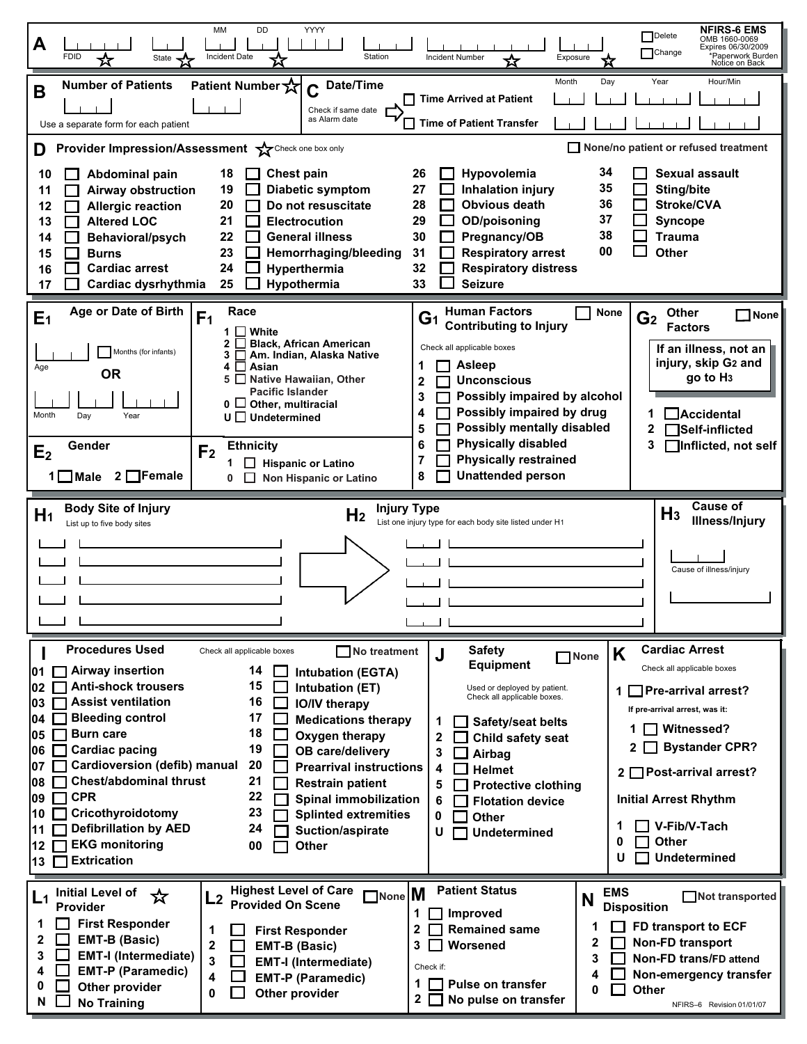## NFIRS-6 EMS

OMB 1660-0069
Expires 06/30/2009
*Paperwork Burden Notice on Back

☐ Delete
☐ Change

### A

FDID ☆ | State ☆ | Incident Date (MM DD YYYY) ☆ | Station | Incident Number ☆ | Exposure ☆

### B Number of Patients

Patient Number ☆

Use a separate form for each patient

### C Date/Time

Check if same date as Alarm date

| | Month | Day | Year | Hour/Min |
|---|---|---|---|---|
| ☐ Time Arrived at Patient | | | | |
| ☐ Time of Patient Transfer | | | | |

### D Provider Impression/Assessment ☆ Check one box only

☐ None/no patient or refused treatment

- 10 ☐ Abdominal pain
- 11 ☐ Airway obstruction
- 12 ☐ Allergic reaction
- 13 ☐ Altered LOC
- 14 ☐ Behavioral/psych
- 15 ☐ Burns
- 16 ☐ Cardiac arrest
- 17 ☐ Cardiac dysrhythmia
- 18 ☐ Chest pain
- 19 ☐ Diabetic symptom
- 20 ☐ Do not resuscitate
- 21 ☐ Electrocution
- 22 ☐ General illness
- 23 ☐ Hemorrhaging/bleeding
- 24 ☐ Hyperthermia
- 25 ☐ Hypothermia
- 26 ☐ Hypovolemia
- 27 ☐ Inhalation injury
- 28 ☐ Obvious death
- 29 ☐ OD/poisoning
- 30 ☐ Pregnancy/OB
- 31 ☐ Respiratory arrest
- 32 ☐ Respiratory distress
- 33 ☐ Seizure
- 34 ☐ Sexual assault
- 35 ☐ Sting/bite
- 36 ☐ Stroke/CVA
- 37 ☐ Syncope
- 38 ☐ Trauma
- 00 ☐ Other

### E1 Age or Date of Birth

Age ☐ Months (for infants)

OR

Month Day Year

### E2 Gender

1 ☐ Male 2 ☐ Female

### F1 Race

- 1 ☐ White
- 2 ☐ Black, African American
- 3 ☐ Am. Indian, Alaska Native
- 4 ☐ Asian
- 5 ☐ Native Hawaiian, Other Pacific Islander
- 0 ☐ Other, multiracial
- U ☐ Undetermined

### F2 Ethnicity

- 1 ☐ Hispanic or Latino
- 0 ☐ Non Hispanic or Latino

### G1 Human Factors Contributing to Injury ☐ None

Check all applicable boxes

- 1 ☐ Asleep
- 2 ☐ Unconscious
- 3 ☐ Possibly impaired by alcohol
- 4 ☐ Possibly impaired by drug
- 5 ☐ Possibly mentally disabled
- 6 ☐ Physically disabled
- 7 ☐ Physically restrained
- 8 ☐ Unattended person

### G2 Other Factors ☐ None

**If an illness, not an injury, skip G2 and go to H3**

- 1 ☐ Accidental
- 2 ☐ Self-inflicted
- 3 ☐ Inflicted, not self

### H1 Body Site of Injury

List up to five body sites

### H2 Injury Type

List one injury type for each body site listed under H1

### H3 Cause of Illness/Injury

Cause of illness/injury

### I Procedures Used

Check all applicable boxes ☐ No treatment

- 01 ☐ Airway insertion
- 02 ☐ Anti-shock trousers
- 03 ☐ Assist ventilation
- 04 ☐ Bleeding control
- 05 ☐ Burn care
- 06 ☐ Cardiac pacing
- 07 ☐ Cardioversion (defib) manual
- 08 ☐ Chest/abdominal thrust
- 09 ☐ CPR
- 10 ☐ Cricothyroidotomy
- 11 ☐ Defibrillation by AED
- 12 ☐ EKG monitoring
- 13 ☐ Extrication
- 14 ☐ Intubation (EGTA)
- 15 ☐ Intubation (ET)
- 16 ☐ IO/IV therapy
- 17 ☐ Medications therapy
- 18 ☐ Oxygen therapy
- 19 ☐ OB care/delivery
- 20 ☐ Prearrival instructions
- 21 ☐ Restrain patient
- 22 ☐ Spinal immobilization
- 23 ☐ Splinted extremities
- 24 ☐ Suction/aspirate
- 00 ☐ Other

### J Safety Equipment ☐ None

Used or deployed by patient. Check all applicable boxes.

- 1 ☐ Safety/seat belts
- 2 ☐ Child safety seat
- 3 ☐ Airbag
- 4 ☐ Helmet
- 5 ☐ Protective clothing
- 6 ☐ Flotation device
- 0 ☐ Other
- U ☐ Undetermined

### K Cardiac Arrest

Check all applicable boxes

1 ☐ Pre-arrival arrest?

If pre-arrival arrest, was it:

- 1 ☐ Witnessed?
- 2 ☐ Bystander CPR?

2 ☐ Post-arrival arrest?

**Initial Arrest Rhythm**

- 1 ☐ V-Fib/V-Tach
- 0 ☐ Other
- U ☐ Undetermined

### L1 Initial Level of Provider ☆

- 1 ☐ First Responder
- 2 ☐ EMT-B (Basic)
- 3 ☐ EMT-I (Intermediate)
- 4 ☐ EMT-P (Paramedic)
- 0 ☐ Other provider
- N ☐ No Training

### L2 Highest Level of Care Provided On Scene ☐ None

- 1 ☐ First Responder
- 2 ☐ EMT-B (Basic)
- 3 ☐ EMT-I (Intermediate)
- 4 ☐ EMT-P (Paramedic)
- 0 ☐ Other provider

### M Patient Status

- 1 ☐ Improved
- 2 ☐ Remained same
- 3 ☐ Worsened

Check if:

- 1 ☐ Pulse on transfer
- 2 ☐ No pulse on transfer

### N EMS Disposition ☐ Not transported

- 1 ☐ FD transport to ECF
- 2 ☐ Non-FD transport
- 3 ☐ Non-FD trans/FD attend
- 4 ☐ Non-emergency transfer
- 0 ☐ Other

NFIRS–6 Revision 01/01/07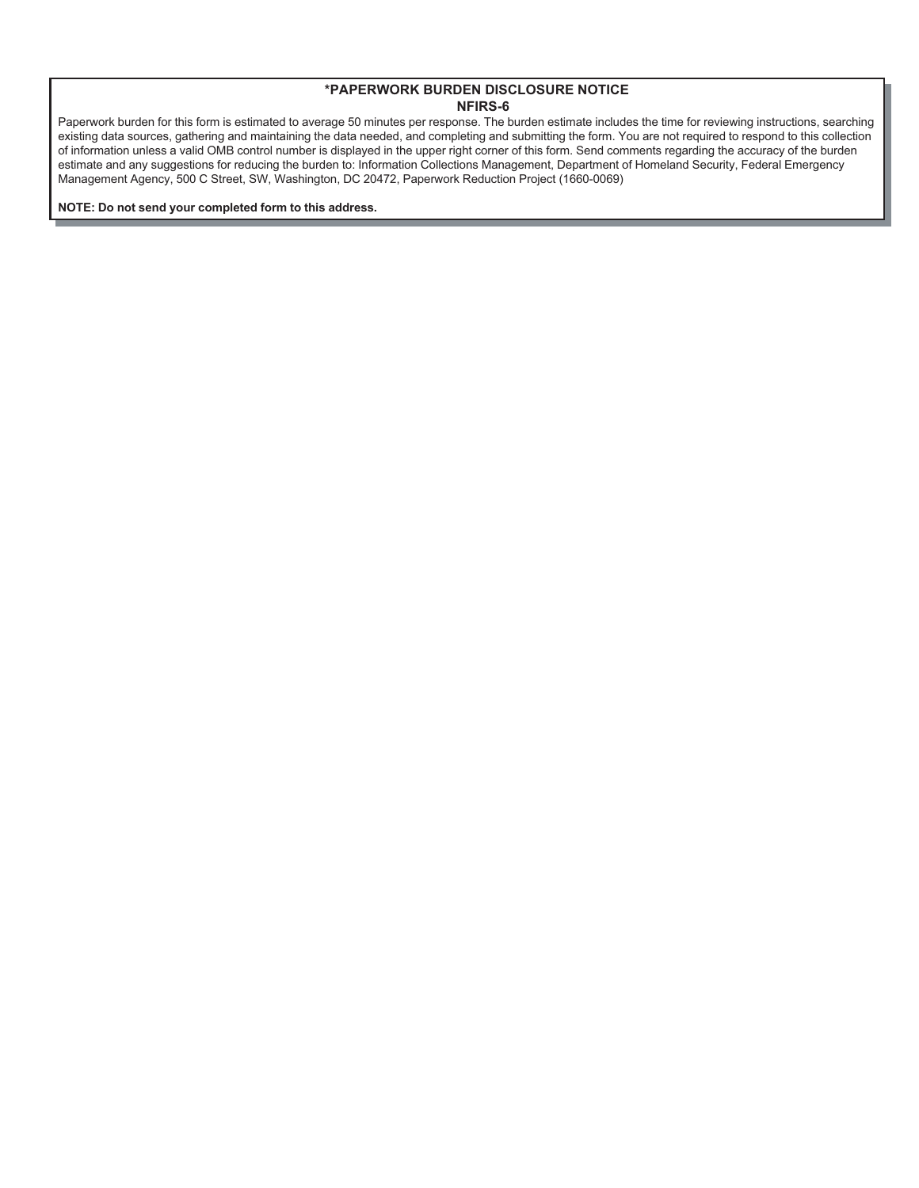## *PAPERWORK BURDEN DISCLOSURE NOTICE
## NFIRS-6

Paperwork burden for this form is estimated to average 50 minutes per response. The burden estimate includes the time for reviewing instructions, searching existing data sources, gathering and maintaining the data needed, and completing and submitting the form. You are not required to respond to this collection of information unless a valid OMB control number is displayed in the upper right corner of this form. Send comments regarding the accuracy of the burden estimate and any suggestions for reducing the burden to: Information Collections Management, Department of Homeland Security, Federal Emergency Management Agency, 500 C Street, SW, Washington, DC 20472, Paperwork Reduction Project (1660-0069)

**NOTE: Do not send your completed form to this address.**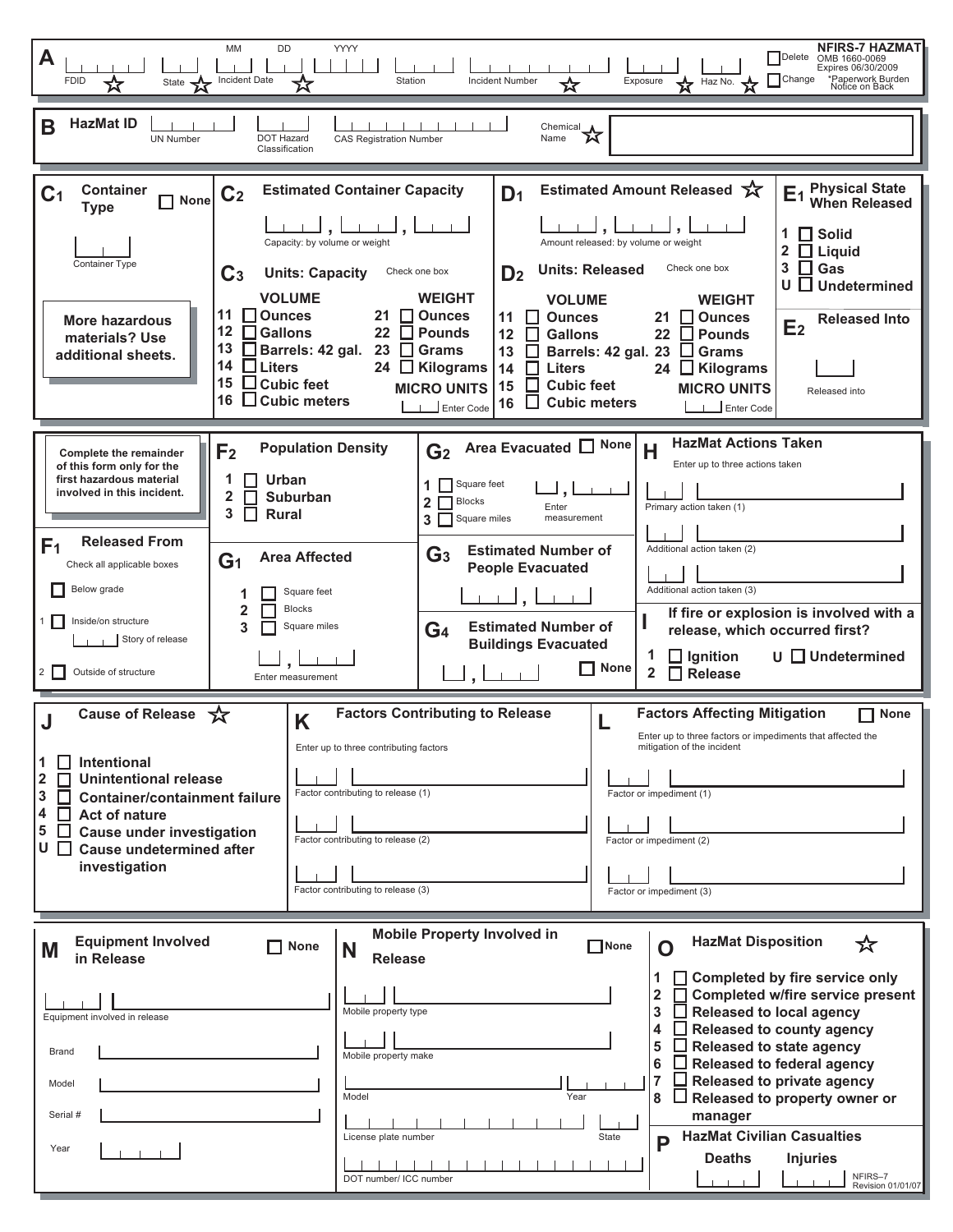# NFIRS-7 HAZMAT

OMB 1660-0069
Expires 06/30/2009
*Paperwork Burden Notice on Back

## A

FDID ☆ | State ☆ | Incident Date (MM DD YYYY) ☆ | Station | Incident Number ☆ | Exposure ☆ | Haz No. ☆

☐ Delete
☐ Change

## B HazMat ID

UN Number | DOT Hazard Classification | CAS Registration Number | Chemical Name ☆

## C1 Container Type ☐ None

Container Type

**More hazardous materials? Use additional sheets.**

## C2 Estimated Container Capacity

Capacity: by volume or weight

## C3 Units: Capacity

Check one box

| VOLUME | | WEIGHT | |
|---|---|---|---|
| 11 ☐ | Ounces | 21 ☐ | Ounces |
| 12 ☐ | Gallons | 22 ☐ | Pounds |
| 13 ☐ | Barrels: 42 gal. | 23 ☐ | Grams |
| 14 ☐ | Liters | 24 ☐ | Kilograms |
| 15 ☐ | Cubic feet | | MICRO UNITS |
| 16 ☐ | Cubic meters | | Enter Code |

## D1 Estimated Amount Released ☆

Amount released: by volume or weight

## D2 Units: Released

Check one box

| VOLUME | | WEIGHT | |
|---|---|---|---|
| 11 ☐ | Ounces | 21 ☐ | Ounces |
| 12 ☐ | Gallons | 22 ☐ | Pounds |
| 13 ☐ | Barrels: 42 gal. | 23 ☐ | Grams |
| 14 ☐ | Liters | 24 ☐ | Kilograms |
| 15 ☐ | Cubic feet | | MICRO UNITS |
| 16 ☐ | Cubic meters | | Enter Code |

## E1 Physical State When Released

1 ☐ Solid
2 ☐ Liquid
3 ☐ Gas
U ☐ Undetermined

## E2 Released Into

Released into

---

**Complete the remainder of this form only for the first hazardous material involved in this incident.**

## F1 Released From

Check all applicable boxes

☐ Below grade
1 ☐ Inside/on structure — Story of release
2 ☐ Outside of structure

## F2 Population Density

1 ☐ Urban
2 ☐ Suburban
3 ☐ Rural

## G1 Area Affected

1 ☐ Square feet
2 ☐ Blocks
3 ☐ Square miles

Enter measurement

## G2 Area Evacuated ☐ None

1 ☐ Square feet
2 ☐ Blocks
3 ☐ Square miles

Enter measurement

## G3 Estimated Number of People Evacuated

## G4 Estimated Number of Buildings Evacuated ☐ None

## H HazMat Actions Taken

Enter up to three actions taken

Primary action taken (1)
Additional action taken (2)
Additional action taken (3)

## I If fire or explosion is involved with a release, which occurred first?

1 ☐ Ignition
2 ☐ Release
U ☐ Undetermined

---

## J Cause of Release ☆

1 ☐ Intentional
2 ☐ Unintentional release
3 ☐ Container/containment failure
4 ☐ Act of nature
5 ☐ Cause under investigation
U ☐ Cause undetermined after investigation

## K Factors Contributing to Release

Enter up to three contributing factors

Factor contributing to release (1)
Factor contributing to release (2)
Factor contributing to release (3)

## L Factors Affecting Mitigation ☐ None

Enter up to three factors or impediments that affected the mitigation of the incident

Factor or impediment (1)
Factor or impediment (2)
Factor or impediment (3)

---

## M Equipment Involved in Release ☐ None

Equipment involved in release

Brand
Model
Serial #
Year

## N Mobile Property Involved in Release ☐ None

Mobile property type
Mobile property make
Model | Year
License plate number | State
DOT number/ ICC number

## O HazMat Disposition ☆

1 ☐ Completed by fire service only
2 ☐ Completed w/fire service present
3 ☐ Released to local agency
4 ☐ Released to county agency
5 ☐ Released to state agency
6 ☐ Released to federal agency
7 ☐ Released to private agency
8 ☐ Released to property owner or manager

## P HazMat Civilian Casualties

Deaths | Injuries

NFIRS–7
Revision 01/01/07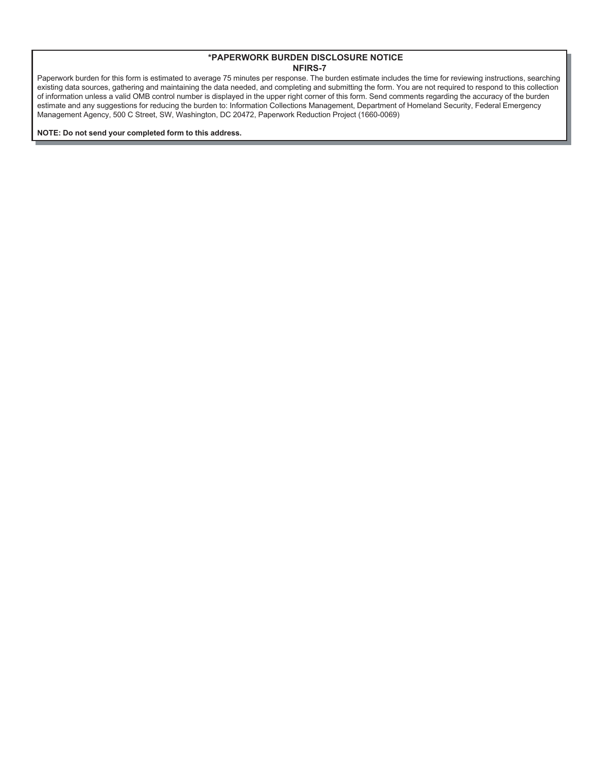## *PAPERWORK BURDEN DISCLOSURE NOTICE

### NFIRS-7

Paperwork burden for this form is estimated to average 75 minutes per response. The burden estimate includes the time for reviewing instructions, searching existing data sources, gathering and maintaining the data needed, and completing and submitting the form. You are not required to respond to this collection of information unless a valid OMB control number is displayed in the upper right corner of this form. Send comments regarding the accuracy of the burden estimate and any suggestions for reducing the burden to: Information Collections Management, Department of Homeland Security, Federal Emergency Management Agency, 500 C Street, SW, Washington, DC 20472, Paperwork Reduction Project (1660-0069)

**NOTE: Do not send your completed form to this address.**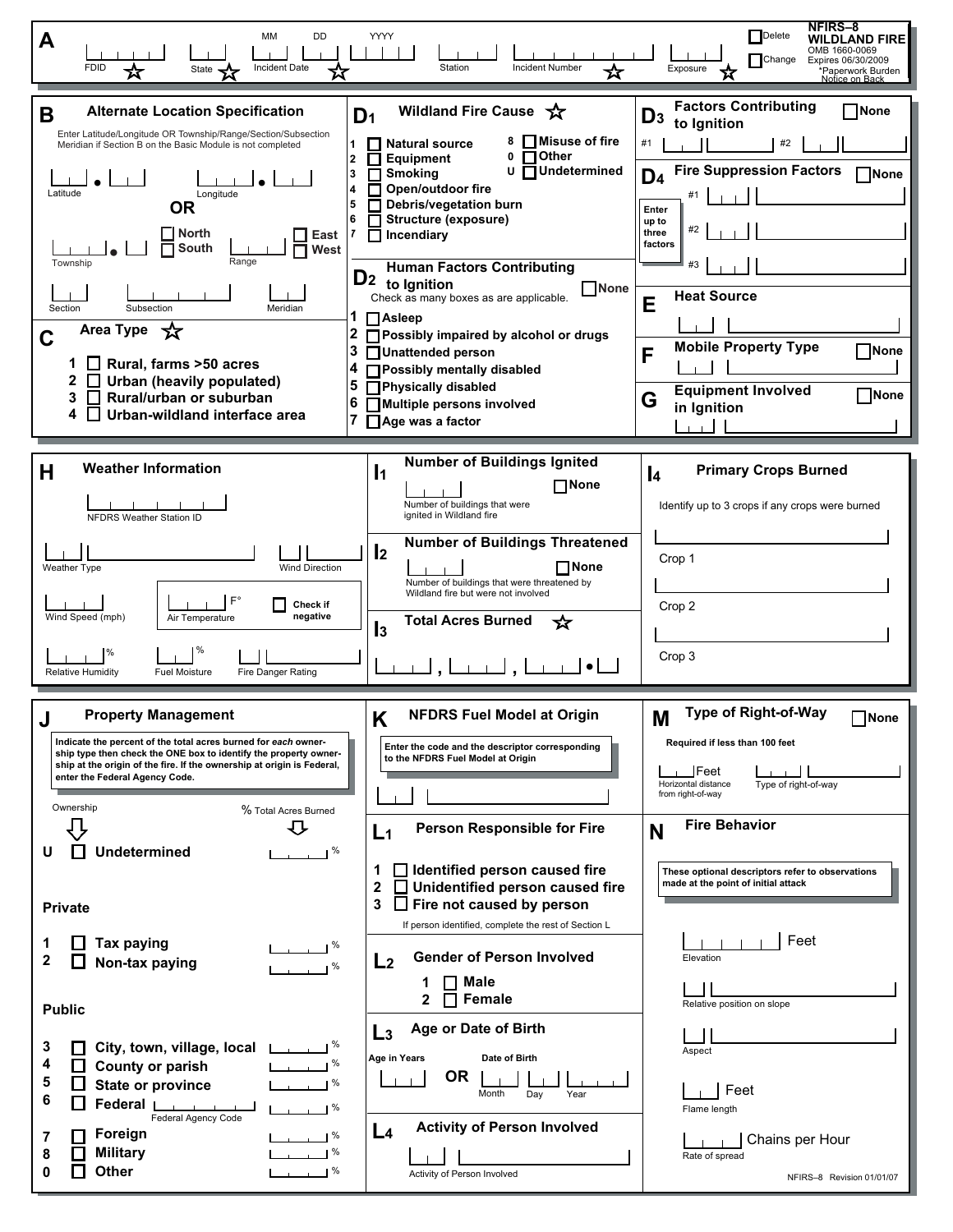# NFIRS–8 WILDLAND FIRE

OMB 1660-0069
Expires 06/30/2009
*Paperwork Burden Notice on Back

## A

FDID ☆ | State ☆ | Incident Date (MM DD YYYY) ☆ | Station | Incident Number ☆ | Exposure ☆

☐ Delete
☐ Change

## B Alternate Location Specification

Enter Latitude/Longitude OR Township/Range/Section/Subsection Meridian if Section B on the Basic Module is not completed

Latitude • | Longitude •

**OR**

Township • | ☐ North ☐ South | Range | ☐ East ☐ West

Section | Subsection | Meridian

## C Area Type ☆

1. ☐ **Rural, farms >50 acres**
2. ☐ **Urban (heavily populated)**
3. ☐ **Rural/urban or suburban**
4. ☐ **Urban-wildland interface area**

## D1 Wildland Fire Cause ☆

1 ☐ **Natural source**
2 ☐ **Equipment**
3 ☐ **Smoking**
4 ☐ **Open/outdoor fire**
5 ☐ **Debris/vegetation burn**
6 ☐ **Structure (exposure)**
7 ☐ **Incendiary**
8 ☐ **Misuse of fire**
0 ☐ **Other**
U ☐ **Undetermined**

## D2 Human Factors Contributing to Ignition

☐ None

Check as many boxes as are applicable.

1 ☐ **Asleep**
2 ☐ **Possibly impaired by alcohol or drugs**
3 ☐ **Unattended person**
4 ☐ **Possibly mentally disabled**
5 ☐ **Physically disabled**
6 ☐ **Multiple persons involved**
7 ☐ **Age was a factor**

## D3 Factors Contributing to Ignition

☐ None

#1 | #2

## D4 Fire Suppression Factors

☐ None

Enter up to three factors

#1
#2
#3

## E Heat Source

## F Mobile Property Type

☐ None

## G Equipment Involved in Ignition

☐ None

## H Weather Information

NFDRS Weather Station ID

Weather Type | Wind Direction

Wind Speed (mph) | Air Temperature F° ☐ Check if negative

Relative Humidity % | Fuel Moisture % | Fire Danger Rating

## I1 Number of Buildings Ignited

☐ None

Number of buildings that were ignited in Wildland fire

## I2 Number of Buildings Threatened

☐ None

Number of buildings that were threatened by Wildland fire but were not involved

## I3 Total Acres Burned ☆

___ , ___ , ___ • ___

## I4 Primary Crops Burned

Identify up to 3 crops if any crops were burned

Crop 1
Crop 2
Crop 3

## J Property Management

Indicate the percent of the total acres burned for *each* ownership type then check the ONE box to identify the property ownership at the origin of the fire. If the ownership at origin is Federal, enter the Federal Agency Code.

Ownership | % Total Acres Burned

U ☐ **Undetermined** ___ %

**Private**

1 ☐ **Tax paying** ___ %
2 ☐ **Non-tax paying** ___ %

**Public**

3 ☐ **City, town, village, local** ___ %
4 ☐ **County or parish** ___ %
5 ☐ **State or province** ___ %
6 ☐ **Federal** ___ Federal Agency Code ___ %
7 ☐ **Foreign** ___ %
8 ☐ **Military** ___ %
0 ☐ **Other** ___ %

## K NFDRS Fuel Model at Origin

Enter the code and the descriptor corresponding to the NFDRS Fuel Model at Origin

## L1 Person Responsible for Fire

1 ☐ **Identified person caused fire**
2 ☐ **Unidentified person caused fire**
3 ☐ **Fire not caused by person**

If person identified, complete the rest of Section L

## L2 Gender of Person Involved

1 ☐ **Male**
2 ☐ **Female**

## L3 Age or Date of Birth

Age in Years **OR** Date of Birth (Month Day Year)

## L4 Activity of Person Involved

Activity of Person Involved

## M Type of Right-of-Way

☐ None

Required if less than 100 feet

Feet (Horizontal distance from right-of-way) | Type of right-of-way

## N Fire Behavior

These optional descriptors refer to observations made at the point of initial attack

Elevation ___ Feet

Relative position on slope

Aspect

Flame length ___ Feet

Rate of spread ___ Chains per Hour

NFIRS–8 Revision 01/01/07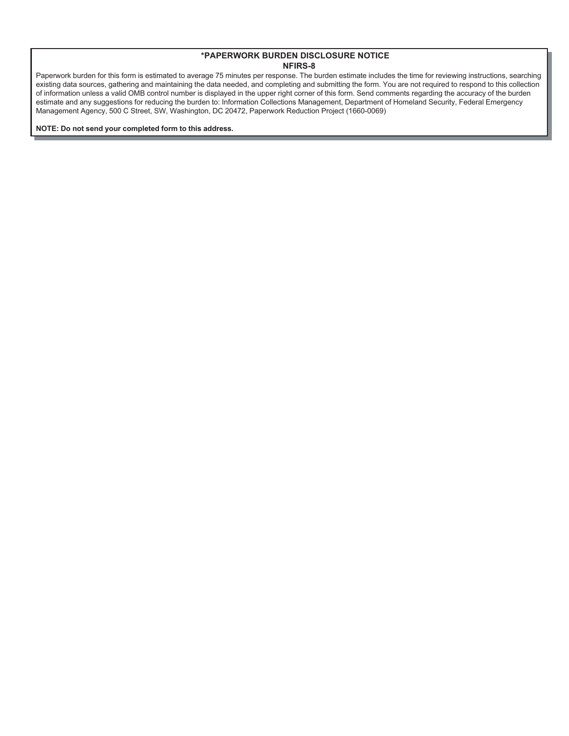## *PAPERWORK BURDEN DISCLOSURE NOTICE

## NFIRS-8

Paperwork burden for this form is estimated to average 75 minutes per response. The burden estimate includes the time for reviewing instructions, searching existing data sources, gathering and maintaining the data needed, and completing and submitting the form. You are not required to respond to this collection of information unless a valid OMB control number is displayed in the upper right corner of this form. Send comments regarding the accuracy of the burden estimate and any suggestions for reducing the burden to: Information Collections Management, Department of Homeland Security, Federal Emergency Management Agency, 500 C Street, SW, Washington, DC 20472, Paperwork Reduction Project (1660-0069)

**NOTE: Do not send your completed form to this address.**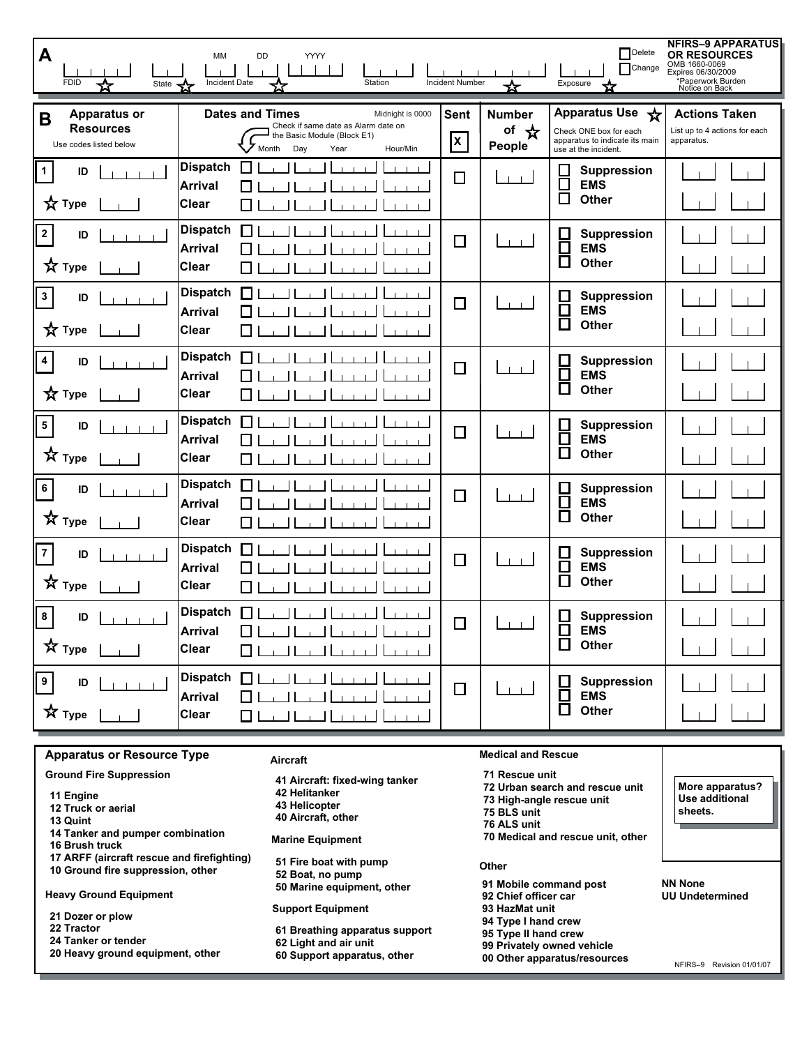# NFIRS–9 APPARATUS OR RESOURCES

OMB 1660-0069
Expires 06/30/2009
*Paperwork Burden Notice on Back

## A

| FDID ☆ | State ☆ | Incident Date (MM DD YYYY) ☆ | Station | Incident Number ☆ | Exposure ☆ | ☐ Delete ☐ Change |
|---|---|---|---|---|---|---|
| | | | | | | |

## B

| Apparatus or Resources (Use codes listed below) | Dates and Times (Check if same date as Alarm date on the Basic Module (Block E1)) — Month, Day, Year, Hour/Min — Midnight is 0000 | Sent ☒ | Number of People ☆ | Apparatus Use ☆ (Check ONE box for each apparatus to indicate its main use at the incident.) | Actions Taken (List up to 4 actions for each apparatus.) |
|---|---|---|---|---|---|
| 1 ID ☆ Type | Dispatch ☐ / Arrival ☐ / Clear ☐ | ☐ | | ☐ Suppression ☐ EMS ☐ Other | |
| 2 ID ☆ Type | Dispatch ☐ / Arrival ☐ / Clear ☐ | ☐ | | ☐ Suppression ☐ EMS ☐ Other | |
| 3 ID ☆ Type | Dispatch ☐ / Arrival ☐ / Clear ☐ | ☐ | | ☐ Suppression ☐ EMS ☐ Other | |
| 4 ID ☆ Type | Dispatch ☐ / Arrival ☐ / Clear ☐ | ☐ | | ☐ Suppression ☐ EMS ☐ Other | |
| 5 ID ☆ Type | Dispatch ☐ / Arrival ☐ / Clear ☐ | ☐ | | ☐ Suppression ☐ EMS ☐ Other | |
| 6 ID ☆ Type | Dispatch ☐ / Arrival ☐ / Clear ☐ | ☐ | | ☐ Suppression ☐ EMS ☐ Other | |
| 7 ID ☆ Type | Dispatch ☐ / Arrival ☐ / Clear ☐ | ☐ | | ☐ Suppression ☐ EMS ☐ Other | |
| 8 ID ☆ Type | Dispatch ☐ / Arrival ☐ / Clear ☐ | ☐ | | ☐ Suppression ☐ EMS ☐ Other | |
| 9 ID ☆ Type | Dispatch ☐ / Arrival ☐ / Clear ☐ | ☐ | | ☐ Suppression ☐ EMS ☐ Other | |

## Apparatus or Resource Type

**Ground Fire Suppression**
- 11 Engine
- 12 Truck or aerial
- 13 Quint
- 14 Tanker and pumper combination
- 16 Brush truck
- 17 ARFF (aircraft rescue and firefighting)
- 10 Ground fire suppression, other

**Heavy Ground Equipment**
- 21 Dozer or plow
- 22 Tractor
- 24 Tanker or tender
- 20 Heavy ground equipment, other

**Aircraft**
- 41 Aircraft: fixed-wing tanker
- 42 Helitanker
- 43 Helicopter
- 40 Aircraft, other

**Marine Equipment**
- 51 Fire boat with pump
- 52 Boat, no pump
- 50 Marine equipment, other

**Support Equipment**
- 61 Breathing apparatus support
- 62 Light and air unit
- 60 Support apparatus, other

**Medical and Rescue**
- 71 Rescue unit
- 72 Urban search and rescue unit
- 73 High-angle rescue unit
- 75 BLS unit
- 76 ALS unit
- 70 Medical and rescue unit, other

**Other**
- 91 Mobile command post
- 92 Chief officer car
- 93 HazMat unit
- 94 Type I hand crew
- 95 Type II hand crew
- 99 Privately owned vehicle
- 00 Other apparatus/resources

**More apparatus? Use additional sheets.**

- NN None
- UU Undetermined

NFIRS–9 Revision 01/01/07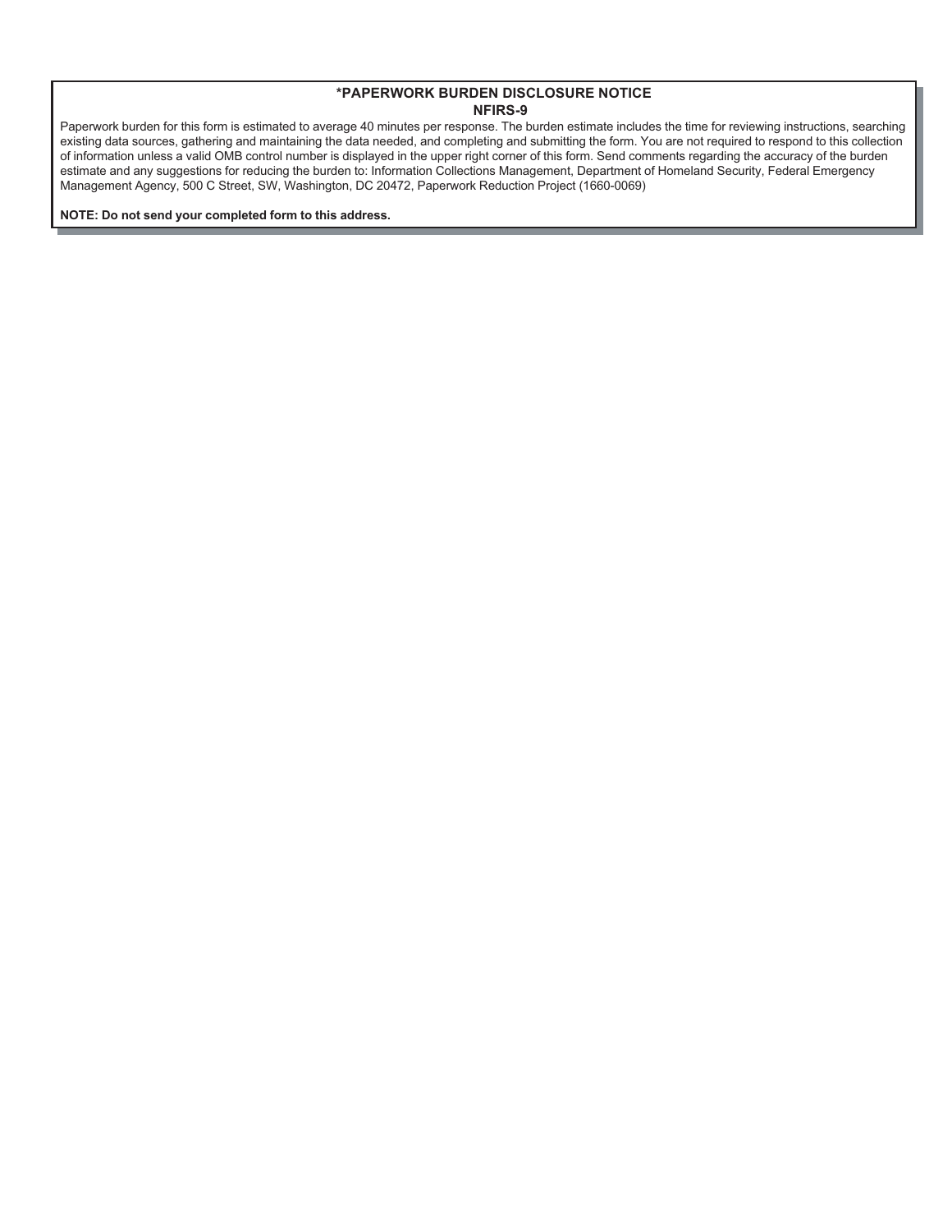## *PAPERWORK BURDEN DISCLOSURE NOTICE
## NFIRS-9

Paperwork burden for this form is estimated to average 40 minutes per response. The burden estimate includes the time for reviewing instructions, searching existing data sources, gathering and maintaining the data needed, and completing and submitting the form. You are not required to respond to this collection of information unless a valid OMB control number is displayed in the upper right corner of this form. Send comments regarding the accuracy of the burden estimate and any suggestions for reducing the burden to: Information Collections Management, Department of Homeland Security, Federal Emergency Management Agency, 500 C Street, SW, Washington, DC 20472, Paperwork Reduction Project (1660-0069)

**NOTE: Do not send your completed form to this address.**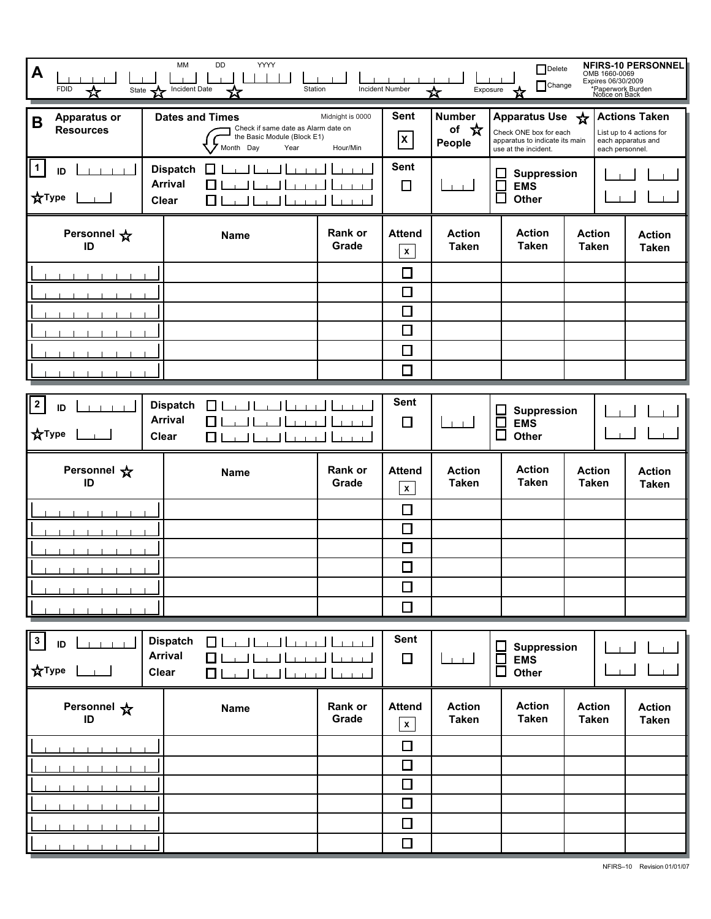**A** FDID ☆ | State ☆ | Incident Date (MM DD YYYY) ☆ | Station | Incident Number ☆ | Exposure ☆

☐ Delete
☐ Change

**NFIRS-10 PERSONNEL**
OMB 1660-0069
Expires 06/30/2009
*Paperwork Burden Notice on Back

| **B** Apparatus or Resources | **Dates and Times** Check if same date as Alarm date on the Basic Module (Block E1) — Month Day Year Hour/Min (Midnight is 0000) | **Sent** ☒ | **Number of People** ☆ | **Apparatus Use** ☆ Check ONE box for each apparatus to indicate its main use at the incident. | **Actions Taken** List up to 4 actions for each apparatus and each personnel. |
|---|---|---|---|---|---|

| **1** ID ☆Type | Dispatch ☐ / Arrival ☐ / Clear ☐ | Sent ☐ | | ☐ Suppression ☐ EMS ☐ Other | |
|---|---|---|---|---|---|

| Personnel ☆ ID | Name | Rank or Grade | Attend ☒ | Action Taken | Action Taken | Action Taken | Action Taken |
|---|---|---|---|---|---|---|---|
| | | | ☐ | | | | |
| | | | ☐ | | | | |
| | | | ☐ | | | | |
| | | | ☐ | | | | |
| | | | ☐ | | | | |
| | | | ☐ | | | | |

| **2** ID ☆Type | Dispatch ☐ / Arrival ☐ / Clear ☐ | Sent ☐ | | ☐ Suppression ☐ EMS ☐ Other | |
|---|---|---|---|---|---|

| Personnel ☆ ID | Name | Rank or Grade | Attend ☒ | Action Taken | Action Taken | Action Taken | Action Taken |
|---|---|---|---|---|---|---|---|
| | | | ☐ | | | | |
| | | | ☐ | | | | |
| | | | ☐ | | | | |
| | | | ☐ | | | | |
| | | | ☐ | | | | |
| | | | ☐ | | | | |

| **3** ID ☆Type | Dispatch ☐ / Arrival ☐ / Clear ☐ | Sent ☐ | | ☐ Suppression ☐ EMS ☐ Other | |
|---|---|---|---|---|---|

| Personnel ☆ ID | Name | Rank or Grade | Attend ☒ | Action Taken | Action Taken | Action Taken | Action Taken |
|---|---|---|---|---|---|---|---|
| | | | ☐ | | | | |
| | | | ☐ | | | | |
| | | | ☐ | | | | |
| | | | ☐ | | | | |
| | | | ☐ | | | | |
| | | | ☐ | | | | |

NFIRS–10 Revision 01/01/07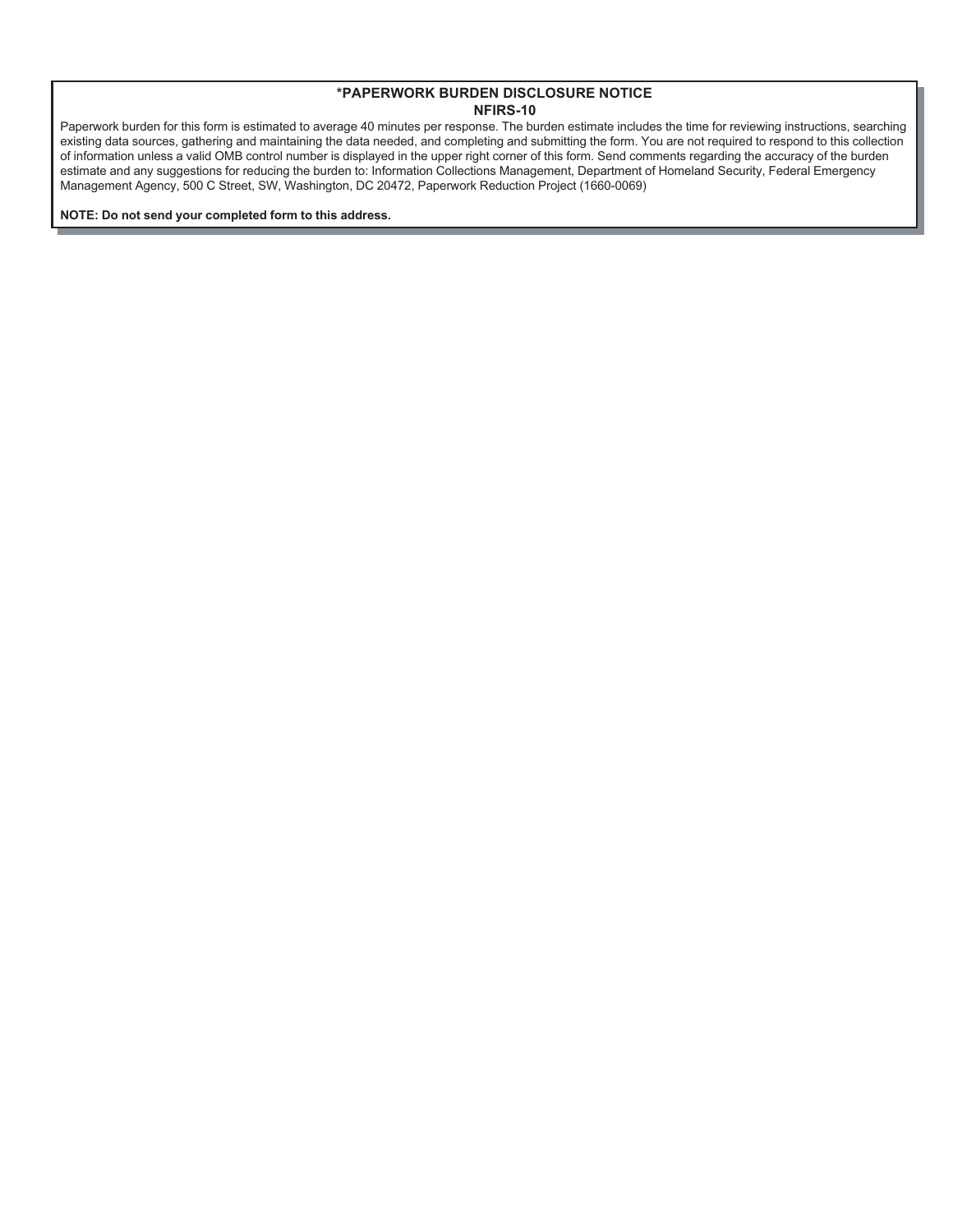## *PAPERWORK BURDEN DISCLOSURE NOTICE
## NFIRS-10

Paperwork burden for this form is estimated to average 40 minutes per response. The burden estimate includes the time for reviewing instructions, searching existing data sources, gathering and maintaining the data needed, and completing and submitting the form. You are not required to respond to this collection of information unless a valid OMB control number is displayed in the upper right corner of this form. Send comments regarding the accuracy of the burden estimate and any suggestions for reducing the burden to: Information Collections Management, Department of Homeland Security, Federal Emergency Management Agency, 500 C Street, SW, Washington, DC 20472, Paperwork Reduction Project (1660-0069)

**NOTE: Do not send your completed form to this address.**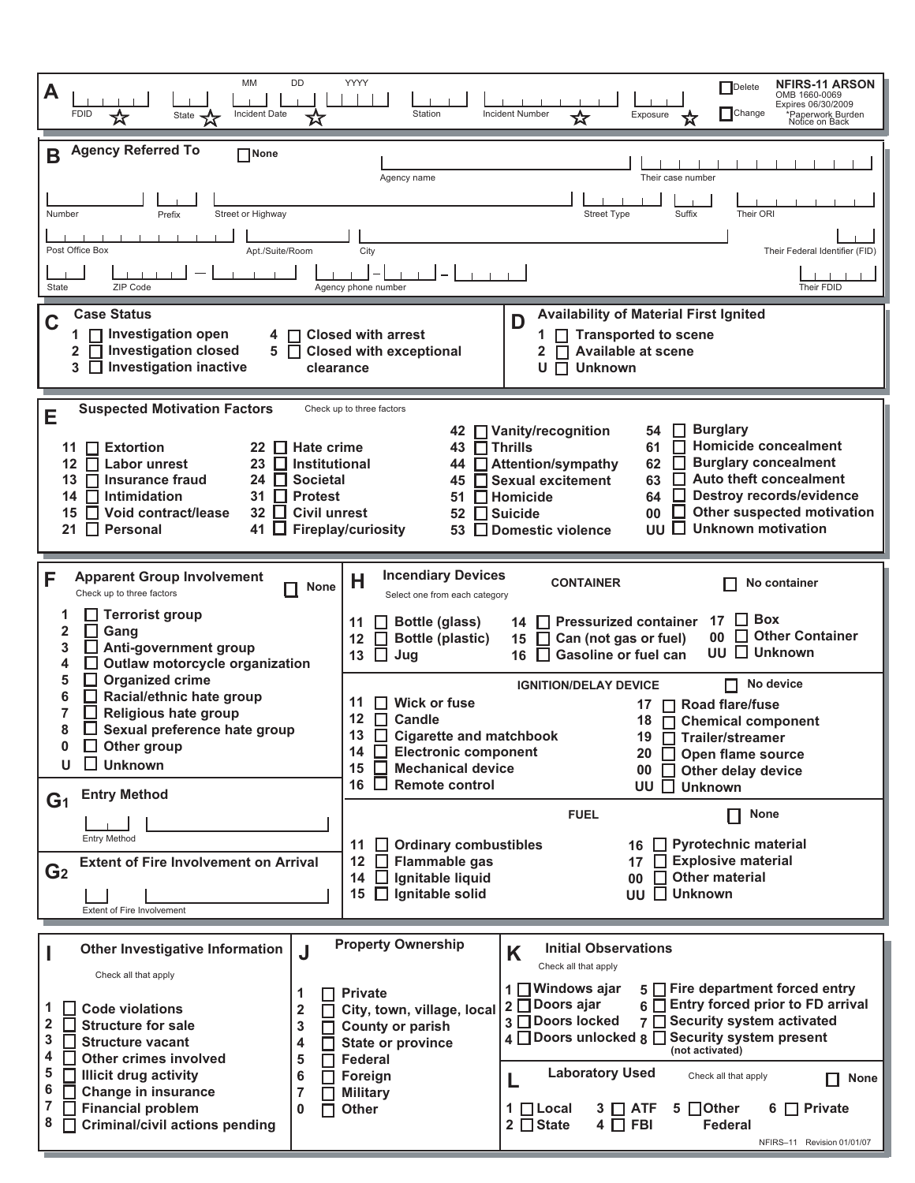# NFIRS-11 ARSON

OMB 1660-0069
Expires 06/30/2009
*Paperwork Burden Notice on Back

☐ Delete
☐ Change

## A

FDID ☆ | State ☆ | Incident Date (MM DD YYYY) ☆ | Station | Incident Number ☆ | Exposure ☆

## B Agency Referred To

☐ None

Agency name | Their case number

Number | Prefix | Street or Highway | Street Type | Suffix | Their ORI

Post Office Box | Apt./Suite/Room | City | Their Federal Identifier (FID)

State | ZIP Code | Agency phone number | Their FDID

## C Case Status

1 ☐ Investigation open
2 ☐ Investigation closed
3 ☐ Investigation inactive
4 ☐ Closed with arrest
5 ☐ Closed with exceptional clearance

## D Availability of Material First Ignited

1 ☐ Transported to scene
2 ☐ Available at scene
U ☐ Unknown

## E Suspected Motivation Factors

Check up to three factors

11 ☐ Extortion
12 ☐ Labor unrest
13 ☐ Insurance fraud
14 ☐ Intimidation
15 ☐ Void contract/lease
21 ☐ Personal
22 ☐ Hate crime
23 ☐ Institutional
24 ☐ Societal
31 ☐ Protest
32 ☐ Civil unrest
41 ☐ Fireplay/curiosity
42 ☐ Vanity/recognition
43 ☐ Thrills
44 ☐ Attention/sympathy
45 ☐ Sexual excitement
51 ☐ Homicide
52 ☐ Suicide
53 ☐ Domestic violence
54 ☐ Burglary
61 ☐ Homicide concealment
62 ☐ Burglary concealment
63 ☐ Auto theft concealment
64 ☐ Destroy records/evidence
00 ☐ Other suspected motivation
UU ☐ Unknown motivation

## F Apparent Group Involvement

Check up to three factors ☐ None

1 ☐ Terrorist group
2 ☐ Gang
3 ☐ Anti-government group
4 ☐ Outlaw motorcycle organization
5 ☐ Organized crime
6 ☐ Racial/ethnic hate group
7 ☐ Religious hate group
8 ☐ Sexual preference hate group
0 ☐ Other group
U ☐ Unknown

## G1 Entry Method

Entry Method

## G2 Extent of Fire Involvement on Arrival

Extent of Fire Involvement

## H Incendiary Devices

Select one from each category

### CONTAINER ☐ No container

11 ☐ Bottle (glass)
12 ☐ Bottle (plastic)
13 ☐ Jug
14 ☐ Pressurized container
15 ☐ Can (not gas or fuel)
16 ☐ Gasoline or fuel can
17 ☐ Box
00 ☐ Other Container
UU ☐ Unknown

### IGNITION/DELAY DEVICE ☐ No device

11 ☐ Wick or fuse
12 ☐ Candle
13 ☐ Cigarette and matchbook
14 ☐ Electronic component
15 ☐ Mechanical device
16 ☐ Remote control
17 ☐ Road flare/fuse
18 ☐ Chemical component
19 ☐ Trailer/streamer
20 ☐ Open flame source
00 ☐ Other delay device
UU ☐ Unknown

### FUEL ☐ None

11 ☐ Ordinary combustibles
12 ☐ Flammable gas
14 ☐ Ignitable liquid
15 ☐ Ignitable solid
16 ☐ Pyrotechnic material
17 ☐ Explosive material
00 ☐ Other material
UU ☐ Unknown

## I Other Investigative Information

Check all that apply

1 ☐ Code violations
2 ☐ Structure for sale
3 ☐ Structure vacant
4 ☐ Other crimes involved
5 ☐ Illicit drug activity
6 ☐ Change in insurance
7 ☐ Financial problem
8 ☐ Criminal/civil actions pending

## J Property Ownership

1 ☐ Private
2 ☐ City, town, village, local
3 ☐ County or parish
4 ☐ State or province
5 ☐ Federal
6 ☐ Foreign
7 ☐ Military
0 ☐ Other

## K Initial Observations

Check all that apply

1 ☐ Windows ajar
2 ☐ Doors ajar
3 ☐ Doors locked
4 ☐ Doors unlocked
5 ☐ Fire department forced entry
6 ☐ Entry forced prior to FD arrival
7 ☐ Security system activated
8 ☐ Security system present (not activated)

## L Laboratory Used

Check all that apply ☐ None

1 ☐ Local
2 ☐ State
3 ☐ ATF
4 ☐ FBI
5 ☐ Other Federal
6 ☐ Private

NFIRS–11 Revision 01/01/07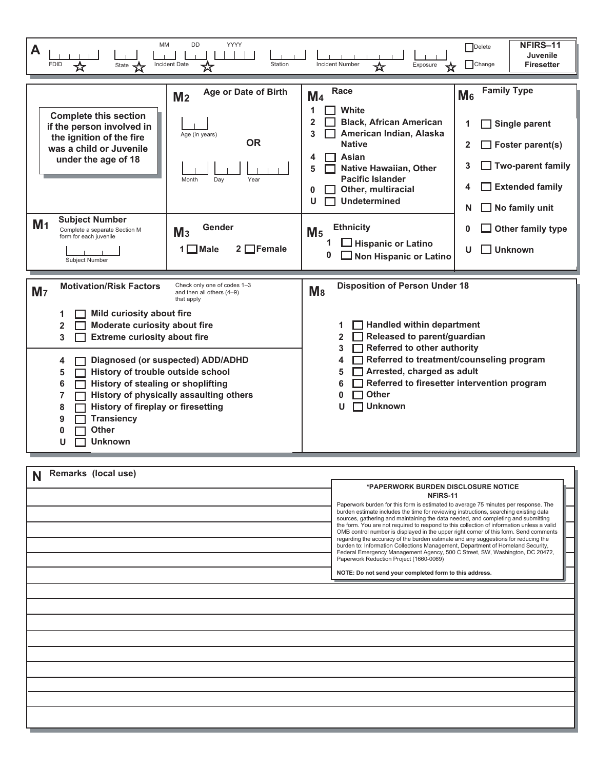**A** FDID ☆ | State ☆ | Incident Date (MM DD YYYY) ☆ | Station | Incident Number ☆ | Exposure ☆

☐ Delete ☐ Change

**NFIRS–11 Juvenile Firesetter**

**Complete this section if the person involved in the ignition of the fire was a child or Juvenile under the age of 18**

**$M_1$ Subject Number**

Complete a separate Section M form for each juvenile

Subject Number

**$M_2$ Age or Date of Birth**

Age (in years)

**OR**

Month Day Year

**$M_3$ Gender**

1 ☐ **Male** 2 ☐ **Female**

**$M_4$ Race**

1 ☐ **White**
2 ☐ **Black, African American**
3 ☐ **American Indian, Alaska Native**
4 ☐ **Asian**
5 ☐ **Native Hawaiian, Other Pacific Islander**
0 ☐ **Other, multiracial**
U ☐ **Undetermined**

**$M_5$ Ethnicity**

1 ☐ **Hispanic or Latino**
0 ☐ **Non Hispanic or Latino**

**$M_6$ Family Type**

1 ☐ **Single parent**
2 ☐ **Foster parent(s)**
3 ☐ **Two-parent family**
4 ☐ **Extended family**
N ☐ **No family unit**
0 ☐ **Other family type**
U ☐ **Unknown**

**$M_7$ Motivation/Risk Factors**

Check only one of codes 1–3 and then all others (4–9) that apply

1 ☐ **Mild curiosity about fire**
2 ☐ **Moderate curiosity about fire**
3 ☐ **Extreme curiosity about fire**

4 ☐ **Diagnosed (or suspected) ADD/ADHD**
5 ☐ **History of trouble outside school**
6 ☐ **History of stealing or shoplifting**
7 ☐ **History of physically assaulting others**
8 ☐ **History of fireplay or firesetting**
9 ☐ **Transiency**
0 ☐ **Other**
U ☐ **Unknown**

**$M_8$ Disposition of Person Under 18**

1 ☐ **Handled within department**
2 ☐ **Released to parent/guardian**
3 ☐ **Referred to other authority**
4 ☐ **Referred to treatment/counseling program**
5 ☐ **Arrested, charged as adult**
6 ☐ **Referred to firesetter intervention program**
0 ☐ **Other**
U ☐ **Unknown**

**N Remarks (local use)**

**\*PAPERWORK BURDEN DISCLOSURE NOTICE NFIRS-11**

Paperwork burden for this form is estimated to average 75 minutes per response. The burden estimate includes the time for reviewing instructions, searching existing data sources, gathering and maintaining the data needed, and completing and submitting the form. You are not required to respond to this collection of information unless a valid OMB control number is displayed in the upper right corner of this form. Send comments regarding the accuracy of the burden estimate and any suggestions for reducing the burden to: Information Collections Management, Department of Homeland Security, Federal Emergency Management Agency, 500 C Street, SW, Washington, DC 20472, Paperwork Reduction Project (1660-0069)

**NOTE: Do not send your completed form to this address.**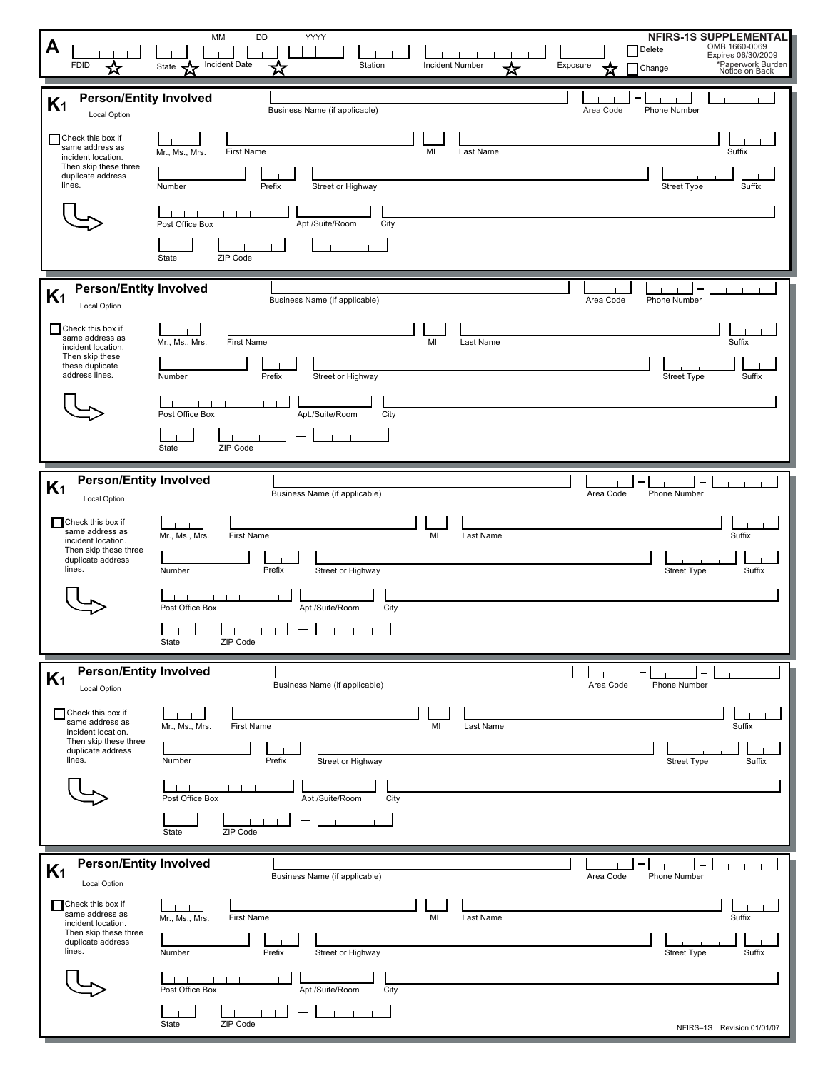## A

FDID ☆ | State ☆ | Incident Date (MM DD YYYY) ☆ | Station | Incident Number ☆ | Exposure ☆

☐ Delete
☐ Change

**NFIRS-1S SUPPLEMENTAL**
OMB 1660-0069
Expires 06/30/2009
*Paperwork Burden Notice on Back

---

## K1 Person/Entity Involved

Local Option

Business Name (if applicable) | Area Code – Phone Number

☐ Check this box if same address as incident location. Then skip these three duplicate address lines.

Mr., Ms., Mrs. | First Name | MI | Last Name | Suffix

Number | Prefix | Street or Highway | Street Type | Suffix

Post Office Box | Apt./Suite/Room | City

State | ZIP Code –

---

## K1 Person/Entity Involved

Local Option

Business Name (if applicable) | Area Code – Phone Number

☐ Check this box if same address as incident location. Then skip these these duplicate address lines.

Mr., Ms., Mrs. | First Name | MI | Last Name | Suffix

Number | Prefix | Street or Highway | Street Type | Suffix

Post Office Box | Apt./Suite/Room | City

State | ZIP Code –

---

## K1 Person/Entity Involved

Local Option

Business Name (if applicable) | Area Code – Phone Number

☐ Check this box if same address as incident location. Then skip these three duplicate address lines.

Mr., Ms., Mrs. | First Name | MI | Last Name | Suffix

Number | Prefix | Street or Highway | Street Type | Suffix

Post Office Box | Apt./Suite/Room | City

State | ZIP Code –

---

## K1 Person/Entity Involved

Local Option

Business Name (if applicable) | Area Code – Phone Number

☐ Check this box if same address as incident location. Then skip these three duplicate address lines.

Mr., Ms., Mrs. | First Name | MI | Last Name | Suffix

Number | Prefix | Street or Highway | Street Type | Suffix

Post Office Box | Apt./Suite/Room | City

State | ZIP Code –

---

## K1 Person/Entity Involved

Local Option

Business Name (if applicable) | Area Code – Phone Number

☐ Check this box if same address as incident location. Then skip these three duplicate address lines.

Mr., Ms., Mrs. | First Name | MI | Last Name | Suffix

Number | Prefix | Street or Highway | Street Type | Suffix

Post Office Box | Apt./Suite/Room | City

State | ZIP Code –

NFIRS–1S Revision 01/01/07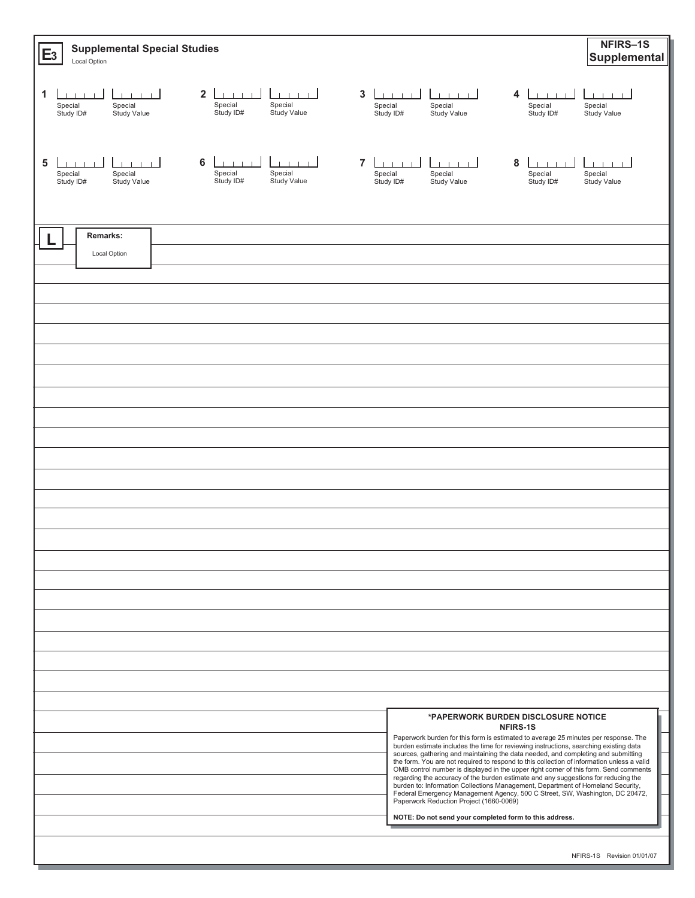# E3 Supplemental Special Studies

Local Option

**NFIRS–1S Supplemental**

| | Special Study ID# | Special Study Value |
|---|---|---|
| 1 | | |
| 2 | | |
| 3 | | |
| 4 | | |
| 5 | | |
| 6 | | |
| 7 | | |
| 8 | | |

## L Remarks:

Local Option

**\*PAPERWORK BURDEN DISCLOSURE NOTICE NFIRS-1S**

Paperwork burden for this form is estimated to average 25 minutes per response. The burden estimate includes the time for reviewing instructions, searching existing data sources, gathering and maintaining the data needed, and completing and submitting the form. You are not required to respond to this collection of information unless a valid OMB control number is displayed in the upper right corner of this form. Send comments regarding the accuracy of the burden estimate and any suggestions for reducing the burden to: Information Collections Management, Department of Homeland Security, Federal Emergency Management Agency, 500 C Street, SW, Washington, DC 20472, Paperwork Reduction Project (1660-0069)

**NOTE: Do not send your completed form to this address.**

NFIRS-1S Revision 01/01/07